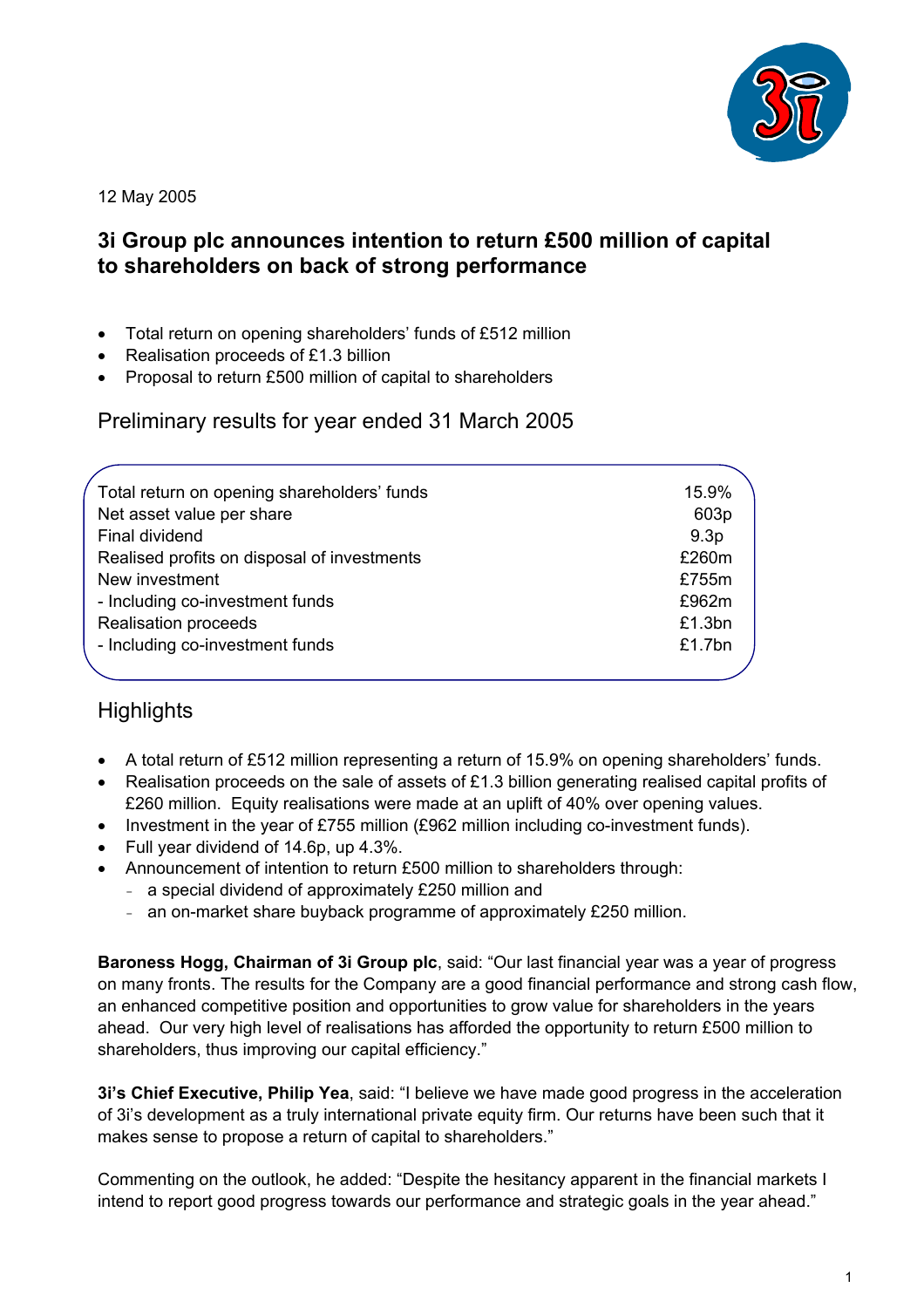12 May 2005

## 3i Group plc announces intention to return £500 million of capital to shareholders on back of strong performance

- Total return on opening shareholders' funds of £512 million
- Realisation proceeds of £1.3 billion
- Proposal to return £500 million of capital to shareholders

## Preliminary results for year ended 31 March 2005

| | |
|---|---|
| Total return on opening shareholders' funds | 15.9% |
| Net asset value per share | 603p |
| Final dividend | 9.3p |
| Realised profits on disposal of investments | £260m |
| New investment | £755m |
| - Including co-investment funds | £962m |
| Realisation proceeds | £1.3bn |
| - Including co-investment funds | £1.7bn |

## Highlights

- A total return of £512 million representing a return of 15.9% on opening shareholders' funds.
- Realisation proceeds on the sale of assets of £1.3 billion generating realised capital profits of £260 million. Equity realisations were made at an uplift of 40% over opening values.
- Investment in the year of £755 million (£962 million including co-investment funds).
- Full year dividend of 14.6p, up 4.3%.
- Announcement of intention to return £500 million to shareholders through:
  - a special dividend of approximately £250 million and
  - an on-market share buyback programme of approximately £250 million.

**Baroness Hogg, Chairman of 3i Group plc**, said: "Our last financial year was a year of progress on many fronts. The results for the Company are a good financial performance and strong cash flow, an enhanced competitive position and opportunities to grow value for shareholders in the years ahead. Our very high level of realisations has afforded the opportunity to return £500 million to shareholders, thus improving our capital efficiency."

**3i's Chief Executive, Philip Yea**, said: "I believe we have made good progress in the acceleration of 3i's development as a truly international private equity firm. Our returns have been such that it makes sense to propose a return of capital to shareholders."

Commenting on the outlook, he added: "Despite the hesitancy apparent in the financial markets I intend to report good progress towards our performance and strategic goals in the year ahead."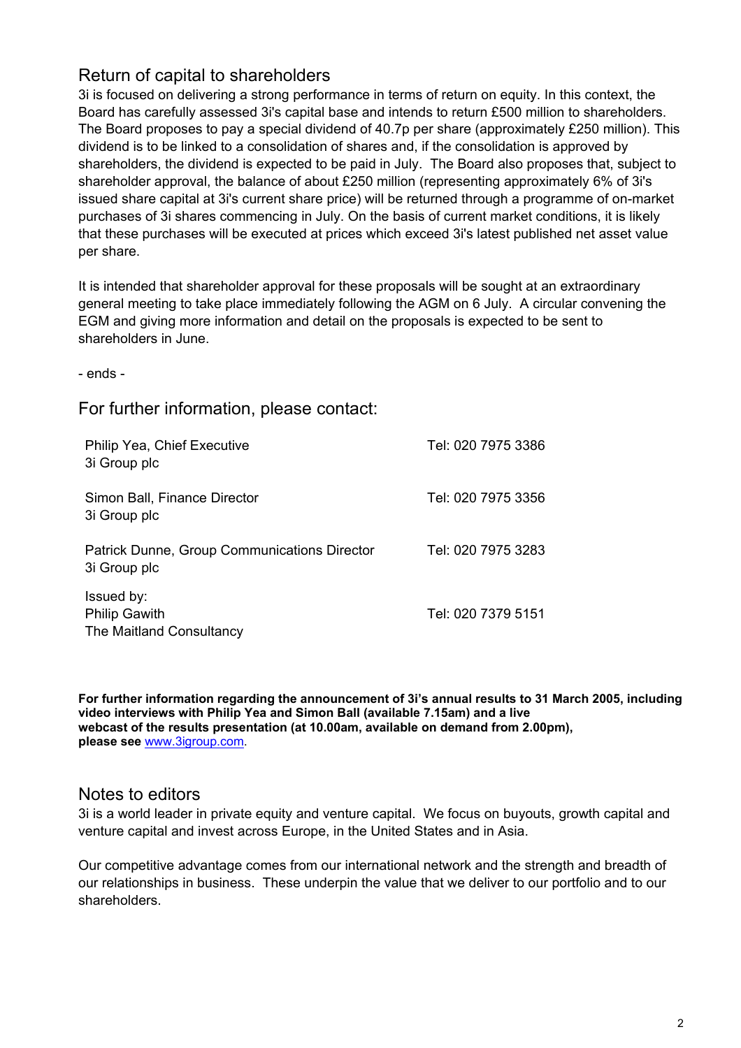## Return of capital to shareholders

3i is focused on delivering a strong performance in terms of return on equity. In this context, the Board has carefully assessed 3i's capital base and intends to return £500 million to shareholders. The Board proposes to pay a special dividend of 40.7p per share (approximately £250 million). This dividend is to be linked to a consolidation of shares and, if the consolidation is approved by shareholders, the dividend is expected to be paid in July. The Board also proposes that, subject to shareholder approval, the balance of about £250 million (representing approximately 6% of 3i's issued share capital at 3i's current share price) will be returned through a programme of on-market purchases of 3i shares commencing in July. On the basis of current market conditions, it is likely that these purchases will be executed at prices which exceed 3i's latest published net asset value per share.

It is intended that shareholder approval for these proposals will be sought at an extraordinary general meeting to take place immediately following the AGM on 6 July. A circular convening the EGM and giving more information and detail on the proposals is expected to be sent to shareholders in June.

- ends -

## For further information, please contact:

| | |
|---|---|
| Philip Yea, Chief Executive<br>3i Group plc | Tel: 020 7975 3386 |
| Simon Ball, Finance Director<br>3i Group plc | Tel: 020 7975 3356 |
| Patrick Dunne, Group Communications Director<br>3i Group plc | Tel: 020 7975 3283 |
| Issued by:<br>Philip Gawith<br>The Maitland Consultancy | Tel: 020 7379 5151 |

**For further information regarding the announcement of 3i's annual results to 31 March 2005, including video interviews with Philip Yea and Simon Ball (available 7.15am) and a live webcast of the results presentation (at 10.00am, available on demand from 2.00pm), please see** www.3igroup.com.

## Notes to editors

3i is a world leader in private equity and venture capital. We focus on buyouts, growth capital and venture capital and invest across Europe, in the United States and in Asia.

Our competitive advantage comes from our international network and the strength and breadth of our relationships in business. These underpin the value that we deliver to our portfolio and to our shareholders.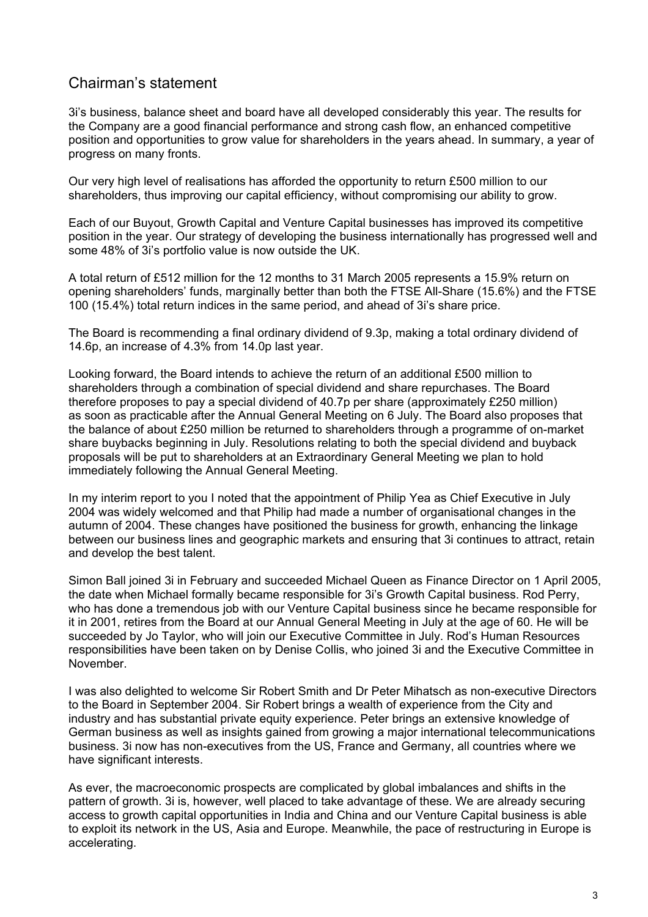## Chairman's statement

3i's business, balance sheet and board have all developed considerably this year. The results for the Company are a good financial performance and strong cash flow, an enhanced competitive position and opportunities to grow value for shareholders in the years ahead. In summary, a year of progress on many fronts.

Our very high level of realisations has afforded the opportunity to return £500 million to our shareholders, thus improving our capital efficiency, without compromising our ability to grow.

Each of our Buyout, Growth Capital and Venture Capital businesses has improved its competitive position in the year. Our strategy of developing the business internationally has progressed well and some 48% of 3i's portfolio value is now outside the UK.

A total return of £512 million for the 12 months to 31 March 2005 represents a 15.9% return on opening shareholders' funds, marginally better than both the FTSE All-Share (15.6%) and the FTSE 100 (15.4%) total return indices in the same period, and ahead of 3i's share price.

The Board is recommending a final ordinary dividend of 9.3p, making a total ordinary dividend of 14.6p, an increase of 4.3% from 14.0p last year.

Looking forward, the Board intends to achieve the return of an additional £500 million to shareholders through a combination of special dividend and share repurchases. The Board therefore proposes to pay a special dividend of 40.7p per share (approximately £250 million) as soon as practicable after the Annual General Meeting on 6 July. The Board also proposes that the balance of about £250 million be returned to shareholders through a programme of on-market share buybacks beginning in July. Resolutions relating to both the special dividend and buyback proposals will be put to shareholders at an Extraordinary General Meeting we plan to hold immediately following the Annual General Meeting.

In my interim report to you I noted that the appointment of Philip Yea as Chief Executive in July 2004 was widely welcomed and that Philip had made a number of organisational changes in the autumn of 2004. These changes have positioned the business for growth, enhancing the linkage between our business lines and geographic markets and ensuring that 3i continues to attract, retain and develop the best talent.

Simon Ball joined 3i in February and succeeded Michael Queen as Finance Director on 1 April 2005, the date when Michael formally became responsible for 3i's Growth Capital business. Rod Perry, who has done a tremendous job with our Venture Capital business since he became responsible for it in 2001, retires from the Board at our Annual General Meeting in July at the age of 60. He will be succeeded by Jo Taylor, who will join our Executive Committee in July. Rod's Human Resources responsibilities have been taken on by Denise Collis, who joined 3i and the Executive Committee in November.

I was also delighted to welcome Sir Robert Smith and Dr Peter Mihatsch as non-executive Directors to the Board in September 2004. Sir Robert brings a wealth of experience from the City and industry and has substantial private equity experience. Peter brings an extensive knowledge of German business as well as insights gained from growing a major international telecommunications business. 3i now has non-executives from the US, France and Germany, all countries where we have significant interests.

As ever, the macroeconomic prospects are complicated by global imbalances and shifts in the pattern of growth. 3i is, however, well placed to take advantage of these. We are already securing access to growth capital opportunities in India and China and our Venture Capital business is able to exploit its network in the US, Asia and Europe. Meanwhile, the pace of restructuring in Europe is accelerating.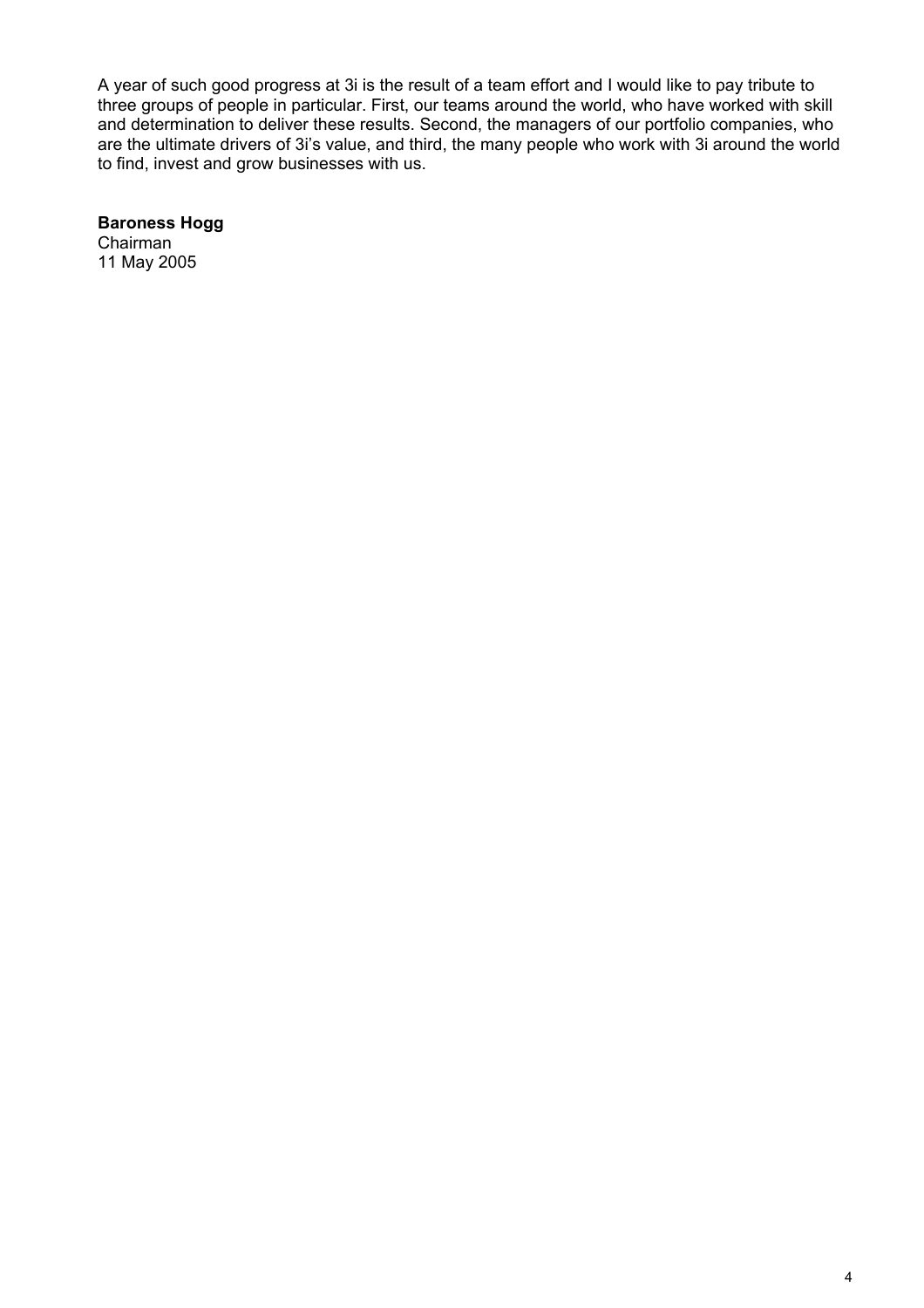A year of such good progress at 3i is the result of a team effort and I would like to pay tribute to three groups of people in particular. First, our teams around the world, who have worked with skill and determination to deliver these results. Second, the managers of our portfolio companies, who are the ultimate drivers of 3i's value, and third, the many people who work with 3i around the world to find, invest and grow businesses with us.

**Baroness Hogg**
Chairman
11 May 2005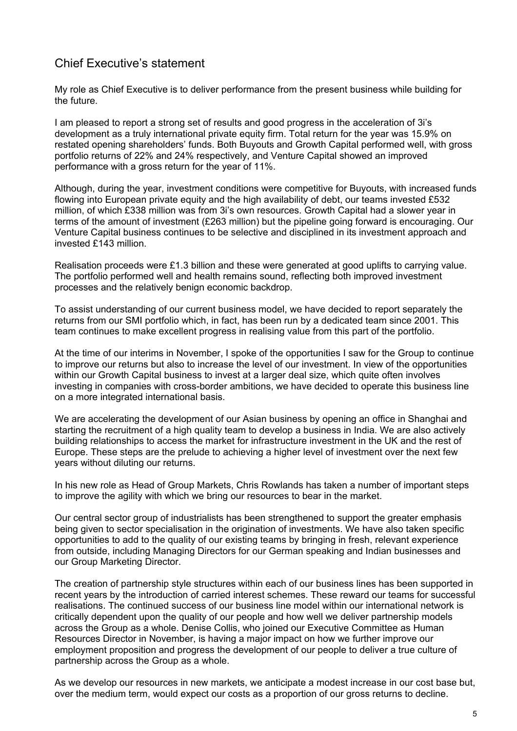## Chief Executive's statement

My role as Chief Executive is to deliver performance from the present business while building for the future.

I am pleased to report a strong set of results and good progress in the acceleration of 3i's development as a truly international private equity firm. Total return for the year was 15.9% on restated opening shareholders' funds. Both Buyouts and Growth Capital performed well, with gross portfolio returns of 22% and 24% respectively, and Venture Capital showed an improved performance with a gross return for the year of 11%.

Although, during the year, investment conditions were competitive for Buyouts, with increased funds flowing into European private equity and the high availability of debt, our teams invested £532 million, of which £338 million was from 3i's own resources. Growth Capital had a slower year in terms of the amount of investment (£263 million) but the pipeline going forward is encouraging. Our Venture Capital business continues to be selective and disciplined in its investment approach and invested £143 million.

Realisation proceeds were £1.3 billion and these were generated at good uplifts to carrying value. The portfolio performed well and health remains sound, reflecting both improved investment processes and the relatively benign economic backdrop.

To assist understanding of our current business model, we have decided to report separately the returns from our SMI portfolio which, in fact, has been run by a dedicated team since 2001. This team continues to make excellent progress in realising value from this part of the portfolio.

At the time of our interims in November, I spoke of the opportunities I saw for the Group to continue to improve our returns but also to increase the level of our investment. In view of the opportunities within our Growth Capital business to invest at a larger deal size, which quite often involves investing in companies with cross-border ambitions, we have decided to operate this business line on a more integrated international basis.

We are accelerating the development of our Asian business by opening an office in Shanghai and starting the recruitment of a high quality team to develop a business in India. We are also actively building relationships to access the market for infrastructure investment in the UK and the rest of Europe. These steps are the prelude to achieving a higher level of investment over the next few years without diluting our returns.

In his new role as Head of Group Markets, Chris Rowlands has taken a number of important steps to improve the agility with which we bring our resources to bear in the market.

Our central sector group of industrialists has been strengthened to support the greater emphasis being given to sector specialisation in the origination of investments. We have also taken specific opportunities to add to the quality of our existing teams by bringing in fresh, relevant experience from outside, including Managing Directors for our German speaking and Indian businesses and our Group Marketing Director.

The creation of partnership style structures within each of our business lines has been supported in recent years by the introduction of carried interest schemes. These reward our teams for successful realisations. The continued success of our business line model within our international network is critically dependent upon the quality of our people and how well we deliver partnership models across the Group as a whole. Denise Collis, who joined our Executive Committee as Human Resources Director in November, is having a major impact on how we further improve our employment proposition and progress the development of our people to deliver a true culture of partnership across the Group as a whole.

As we develop our resources in new markets, we anticipate a modest increase in our cost base but, over the medium term, would expect our costs as a proportion of our gross returns to decline.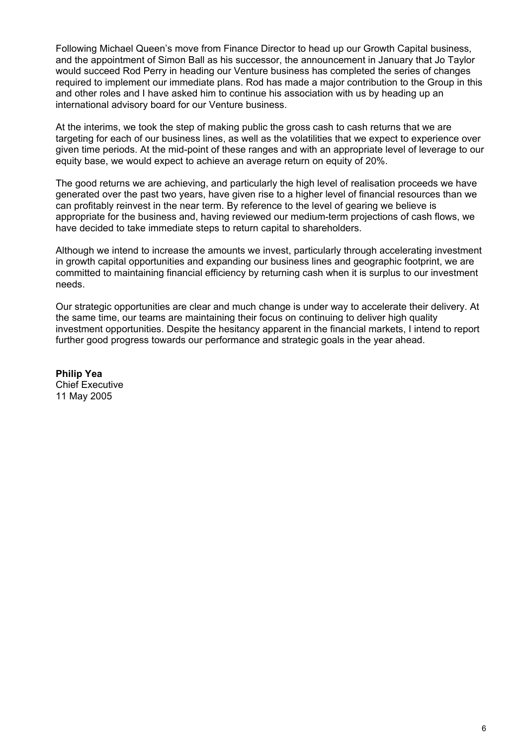Following Michael Queen's move from Finance Director to head up our Growth Capital business, and the appointment of Simon Ball as his successor, the announcement in January that Jo Taylor would succeed Rod Perry in heading our Venture business has completed the series of changes required to implement our immediate plans. Rod has made a major contribution to the Group in this and other roles and I have asked him to continue his association with us by heading up an international advisory board for our Venture business.

At the interims, we took the step of making public the gross cash to cash returns that we are targeting for each of our business lines, as well as the volatilities that we expect to experience over given time periods. At the mid-point of these ranges and with an appropriate level of leverage to our equity base, we would expect to achieve an average return on equity of 20%.

The good returns we are achieving, and particularly the high level of realisation proceeds we have generated over the past two years, have given rise to a higher level of financial resources than we can profitably reinvest in the near term. By reference to the level of gearing we believe is appropriate for the business and, having reviewed our medium-term projections of cash flows, we have decided to take immediate steps to return capital to shareholders.

Although we intend to increase the amounts we invest, particularly through accelerating investment in growth capital opportunities and expanding our business lines and geographic footprint, we are committed to maintaining financial efficiency by returning cash when it is surplus to our investment needs.

Our strategic opportunities are clear and much change is under way to accelerate their delivery. At the same time, our teams are maintaining their focus on continuing to deliver high quality investment opportunities. Despite the hesitancy apparent in the financial markets, I intend to report further good progress towards our performance and strategic goals in the year ahead.

**Philip Yea**
Chief Executive
11 May 2005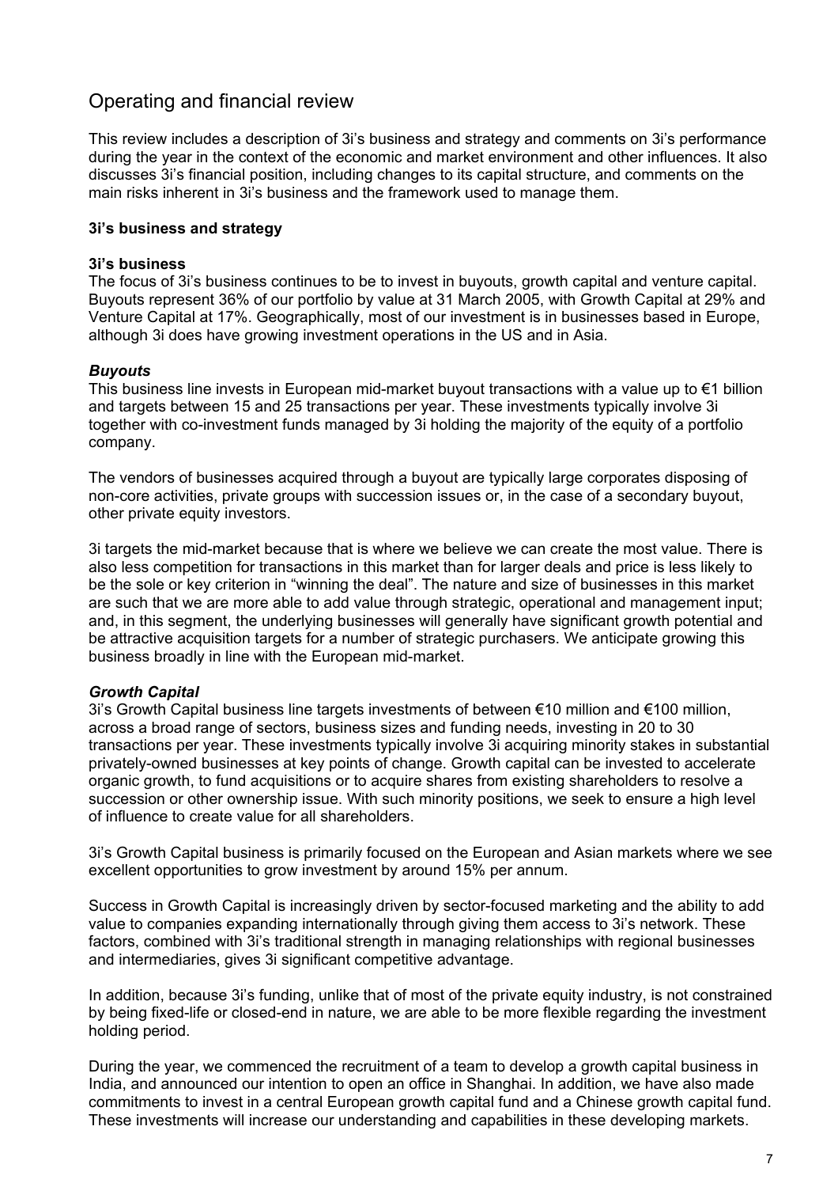# Operating and financial review

This review includes a description of 3i's business and strategy and comments on 3i's performance during the year in the context of the economic and market environment and other influences. It also discusses 3i's financial position, including changes to its capital structure, and comments on the main risks inherent in 3i's business and the framework used to manage them.

## 3i's business and strategy

### 3i's business

The focus of 3i's business continues to be to invest in buyouts, growth capital and venture capital. Buyouts represent 36% of our portfolio by value at 31 March 2005, with Growth Capital at 29% and Venture Capital at 17%. Geographically, most of our investment is in businesses based in Europe, although 3i does have growing investment operations in the US and in Asia.

### *Buyouts*

This business line invests in European mid-market buyout transactions with a value up to €1 billion and targets between 15 and 25 transactions per year. These investments typically involve 3i together with co-investment funds managed by 3i holding the majority of the equity of a portfolio company.

The vendors of businesses acquired through a buyout are typically large corporates disposing of non-core activities, private groups with succession issues or, in the case of a secondary buyout, other private equity investors.

3i targets the mid-market because that is where we believe we can create the most value. There is also less competition for transactions in this market than for larger deals and price is less likely to be the sole or key criterion in "winning the deal". The nature and size of businesses in this market are such that we are more able to add value through strategic, operational and management input; and, in this segment, the underlying businesses will generally have significant growth potential and be attractive acquisition targets for a number of strategic purchasers. We anticipate growing this business broadly in line with the European mid-market.

### *Growth Capital*

3i's Growth Capital business line targets investments of between €10 million and €100 million, across a broad range of sectors, business sizes and funding needs, investing in 20 to 30 transactions per year. These investments typically involve 3i acquiring minority stakes in substantial privately-owned businesses at key points of change. Growth capital can be invested to accelerate organic growth, to fund acquisitions or to acquire shares from existing shareholders to resolve a succession or other ownership issue. With such minority positions, we seek to ensure a high level of influence to create value for all shareholders.

3i's Growth Capital business is primarily focused on the European and Asian markets where we see excellent opportunities to grow investment by around 15% per annum.

Success in Growth Capital is increasingly driven by sector-focused marketing and the ability to add value to companies expanding internationally through giving them access to 3i's network. These factors, combined with 3i's traditional strength in managing relationships with regional businesses and intermediaries, gives 3i significant competitive advantage.

In addition, because 3i's funding, unlike that of most of the private equity industry, is not constrained by being fixed-life or closed-end in nature, we are able to be more flexible regarding the investment holding period.

During the year, we commenced the recruitment of a team to develop a growth capital business in India, and announced our intention to open an office in Shanghai. In addition, we have also made commitments to invest in a central European growth capital fund and a Chinese growth capital fund. These investments will increase our understanding and capabilities in these developing markets.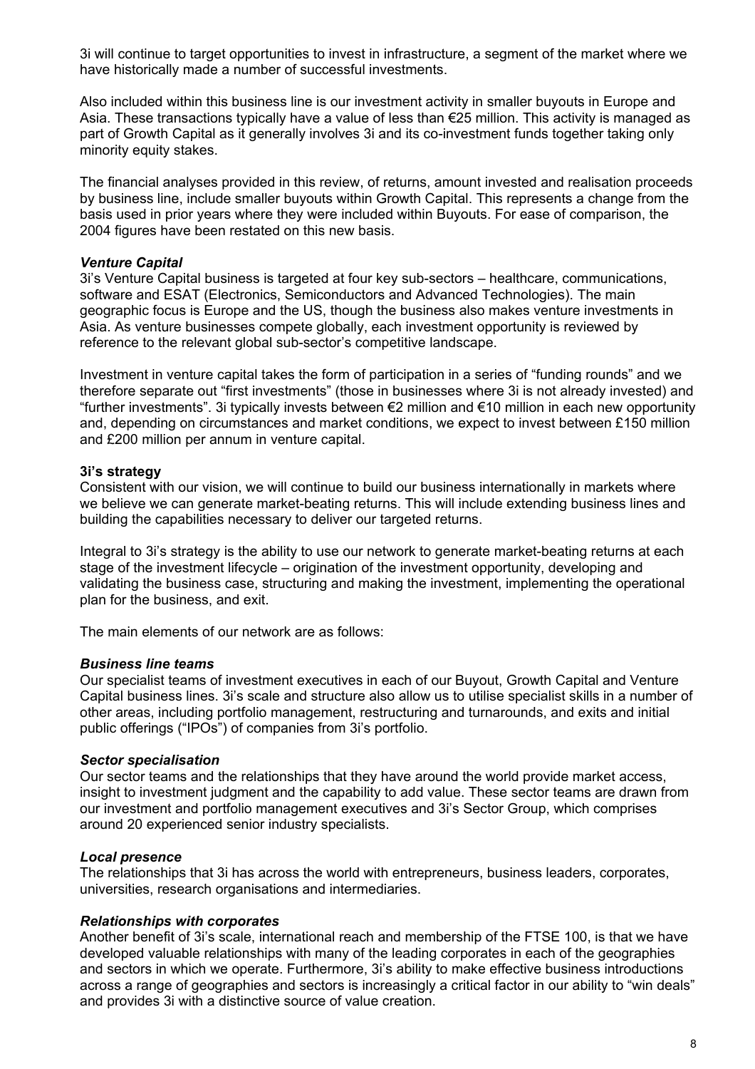3i will continue to target opportunities to invest in infrastructure, a segment of the market where we have historically made a number of successful investments.

Also included within this business line is our investment activity in smaller buyouts in Europe and Asia. These transactions typically have a value of less than €25 million. This activity is managed as part of Growth Capital as it generally involves 3i and its co-investment funds together taking only minority equity stakes.

The financial analyses provided in this review, of returns, amount invested and realisation proceeds by business line, include smaller buyouts within Growth Capital. This represents a change from the basis used in prior years where they were included within Buyouts. For ease of comparison, the 2004 figures have been restated on this new basis.

***Venture Capital***

3i's Venture Capital business is targeted at four key sub-sectors – healthcare, communications, software and ESAT (Electronics, Semiconductors and Advanced Technologies). The main geographic focus is Europe and the US, though the business also makes venture investments in Asia. As venture businesses compete globally, each investment opportunity is reviewed by reference to the relevant global sub-sector's competitive landscape.

Investment in venture capital takes the form of participation in a series of "funding rounds" and we therefore separate out "first investments" (those in businesses where 3i is not already invested) and "further investments". 3i typically invests between €2 million and €10 million in each new opportunity and, depending on circumstances and market conditions, we expect to invest between £150 million and £200 million per annum in venture capital.

**3i's strategy**

Consistent with our vision, we will continue to build our business internationally in markets where we believe we can generate market-beating returns. This will include extending business lines and building the capabilities necessary to deliver our targeted returns.

Integral to 3i's strategy is the ability to use our network to generate market-beating returns at each stage of the investment lifecycle – origination of the investment opportunity, developing and validating the business case, structuring and making the investment, implementing the operational plan for the business, and exit.

The main elements of our network are as follows:

***Business line teams***

Our specialist teams of investment executives in each of our Buyout, Growth Capital and Venture Capital business lines. 3i's scale and structure also allow us to utilise specialist skills in a number of other areas, including portfolio management, restructuring and turnarounds, and exits and initial public offerings ("IPOs") of companies from 3i's portfolio.

***Sector specialisation***

Our sector teams and the relationships that they have around the world provide market access, insight to investment judgment and the capability to add value. These sector teams are drawn from our investment and portfolio management executives and 3i's Sector Group, which comprises around 20 experienced senior industry specialists.

***Local presence***

The relationships that 3i has across the world with entrepreneurs, business leaders, corporates, universities, research organisations and intermediaries.

***Relationships with corporates***

Another benefit of 3i's scale, international reach and membership of the FTSE 100, is that we have developed valuable relationships with many of the leading corporates in each of the geographies and sectors in which we operate. Furthermore, 3i's ability to make effective business introductions across a range of geographies and sectors is increasingly a critical factor in our ability to "win deals" and provides 3i with a distinctive source of value creation.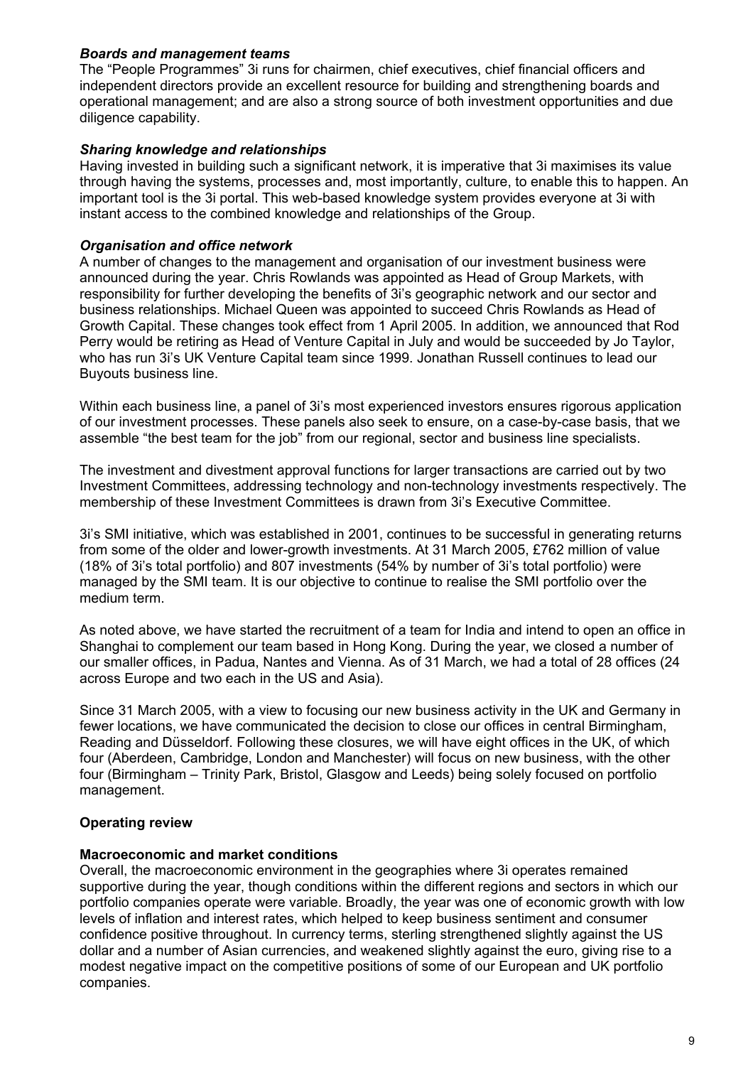***Boards and management teams***

The "People Programmes" 3i runs for chairmen, chief executives, chief financial officers and independent directors provide an excellent resource for building and strengthening boards and operational management; and are also a strong source of both investment opportunities and due diligence capability.

***Sharing knowledge and relationships***

Having invested in building such a significant network, it is imperative that 3i maximises its value through having the systems, processes and, most importantly, culture, to enable this to happen. An important tool is the 3i portal. This web-based knowledge system provides everyone at 3i with instant access to the combined knowledge and relationships of the Group.

***Organisation and office network***

A number of changes to the management and organisation of our investment business were announced during the year. Chris Rowlands was appointed as Head of Group Markets, with responsibility for further developing the benefits of 3i's geographic network and our sector and business relationships. Michael Queen was appointed to succeed Chris Rowlands as Head of Growth Capital. These changes took effect from 1 April 2005. In addition, we announced that Rod Perry would be retiring as Head of Venture Capital in July and would be succeeded by Jo Taylor, who has run 3i's UK Venture Capital team since 1999. Jonathan Russell continues to lead our Buyouts business line.

Within each business line, a panel of 3i's most experienced investors ensures rigorous application of our investment processes. These panels also seek to ensure, on a case-by-case basis, that we assemble "the best team for the job" from our regional, sector and business line specialists.

The investment and divestment approval functions for larger transactions are carried out by two Investment Committees, addressing technology and non-technology investments respectively. The membership of these Investment Committees is drawn from 3i's Executive Committee.

3i's SMI initiative, which was established in 2001, continues to be successful in generating returns from some of the older and lower-growth investments. At 31 March 2005, £762 million of value (18% of 3i's total portfolio) and 807 investments (54% by number of 3i's total portfolio) were managed by the SMI team. It is our objective to continue to realise the SMI portfolio over the medium term.

As noted above, we have started the recruitment of a team for India and intend to open an office in Shanghai to complement our team based in Hong Kong. During the year, we closed a number of our smaller offices, in Padua, Nantes and Vienna. As of 31 March, we had a total of 28 offices (24 across Europe and two each in the US and Asia).

Since 31 March 2005, with a view to focusing our new business activity in the UK and Germany in fewer locations, we have communicated the decision to close our offices in central Birmingham, Reading and Düsseldorf. Following these closures, we will have eight offices in the UK, of which four (Aberdeen, Cambridge, London and Manchester) will focus on new business, with the other four (Birmingham – Trinity Park, Bristol, Glasgow and Leeds) being solely focused on portfolio management.

## Operating review

### Macroeconomic and market conditions

Overall, the macroeconomic environment in the geographies where 3i operates remained supportive during the year, though conditions within the different regions and sectors in which our portfolio companies operate were variable. Broadly, the year was one of economic growth with low levels of inflation and interest rates, which helped to keep business sentiment and consumer confidence positive throughout. In currency terms, sterling strengthened slightly against the US dollar and a number of Asian currencies, and weakened slightly against the euro, giving rise to a modest negative impact on the competitive positions of some of our European and UK portfolio companies.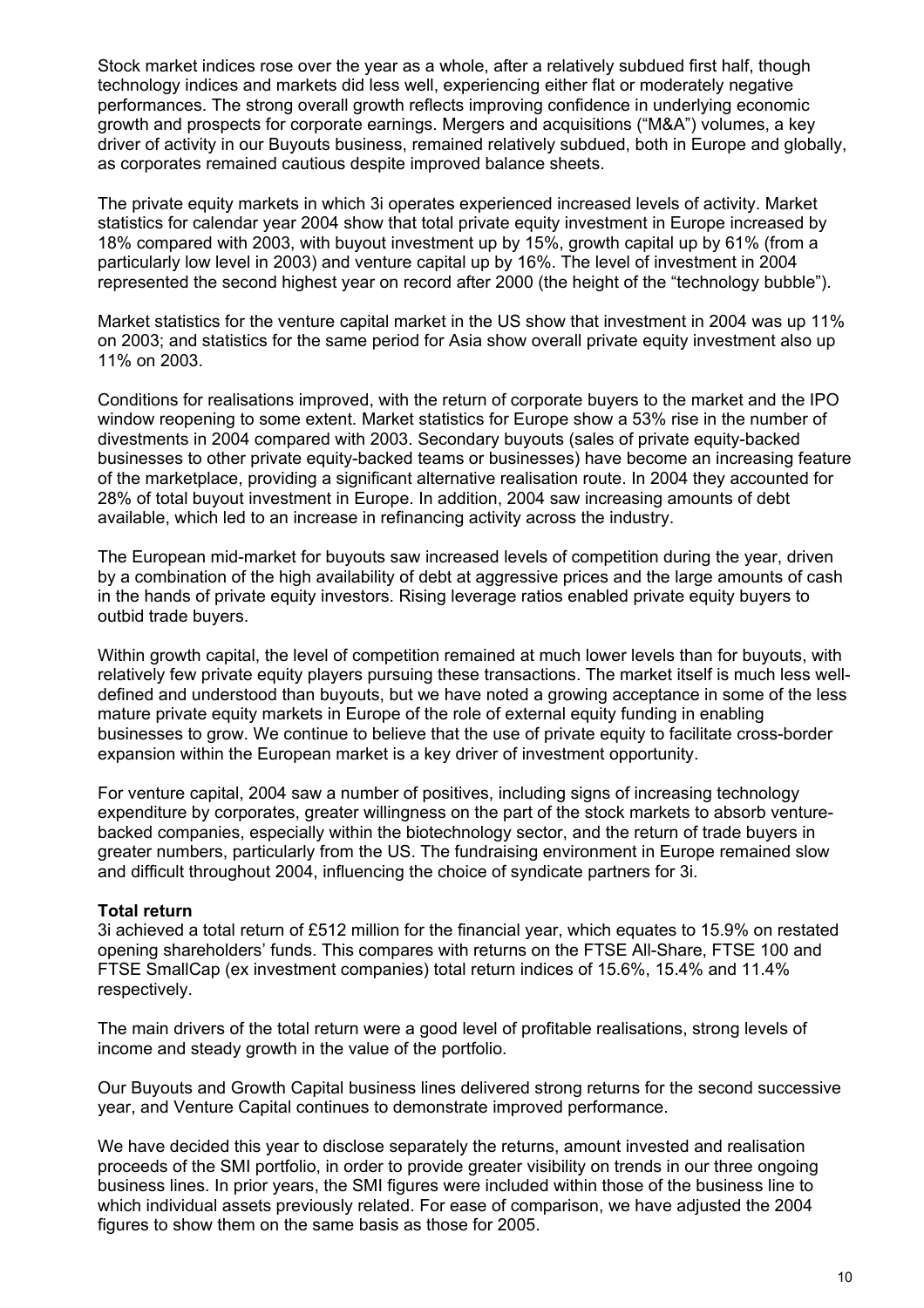Stock market indices rose over the year as a whole, after a relatively subdued first half, though technology indices and markets did less well, experiencing either flat or moderately negative performances. The strong overall growth reflects improving confidence in underlying economic growth and prospects for corporate earnings. Mergers and acquisitions ("M&A") volumes, a key driver of activity in our Buyouts business, remained relatively subdued, both in Europe and globally, as corporates remained cautious despite improved balance sheets.

The private equity markets in which 3i operates experienced increased levels of activity. Market statistics for calendar year 2004 show that total private equity investment in Europe increased by 18% compared with 2003, with buyout investment up by 15%, growth capital up by 61% (from a particularly low level in 2003) and venture capital up by 16%. The level of investment in 2004 represented the second highest year on record after 2000 (the height of the "technology bubble").

Market statistics for the venture capital market in the US show that investment in 2004 was up 11% on 2003; and statistics for the same period for Asia show overall private equity investment also up 11% on 2003.

Conditions for realisations improved, with the return of corporate buyers to the market and the IPO window reopening to some extent. Market statistics for Europe show a 53% rise in the number of divestments in 2004 compared with 2003. Secondary buyouts (sales of private equity-backed businesses to other private equity-backed teams or businesses) have become an increasing feature of the marketplace, providing a significant alternative realisation route. In 2004 they accounted for 28% of total buyout investment in Europe. In addition, 2004 saw increasing amounts of debt available, which led to an increase in refinancing activity across the industry.

The European mid-market for buyouts saw increased levels of competition during the year, driven by a combination of the high availability of debt at aggressive prices and the large amounts of cash in the hands of private equity investors. Rising leverage ratios enabled private equity buyers to outbid trade buyers.

Within growth capital, the level of competition remained at much lower levels than for buyouts, with relatively few private equity players pursuing these transactions. The market itself is much less well-defined and understood than buyouts, but we have noted a growing acceptance in some of the less mature private equity markets in Europe of the role of external equity funding in enabling businesses to grow. We continue to believe that the use of private equity to facilitate cross-border expansion within the European market is a key driver of investment opportunity.

For venture capital, 2004 saw a number of positives, including signs of increasing technology expenditure by corporates, greater willingness on the part of the stock markets to absorb venture-backed companies, especially within the biotechnology sector, and the return of trade buyers in greater numbers, particularly from the US. The fundraising environment in Europe remained slow and difficult throughout 2004, influencing the choice of syndicate partners for 3i.

**Total return**

3i achieved a total return of £512 million for the financial year, which equates to 15.9% on restated opening shareholders' funds. This compares with returns on the FTSE All-Share, FTSE 100 and FTSE SmallCap (ex investment companies) total return indices of 15.6%, 15.4% and 11.4% respectively.

The main drivers of the total return were a good level of profitable realisations, strong levels of income and steady growth in the value of the portfolio.

Our Buyouts and Growth Capital business lines delivered strong returns for the second successive year, and Venture Capital continues to demonstrate improved performance.

We have decided this year to disclose separately the returns, amount invested and realisation proceeds of the SMI portfolio, in order to provide greater visibility on trends in our three ongoing business lines. In prior years, the SMI figures were included within those of the business line to which individual assets previously related. For ease of comparison, we have adjusted the 2004 figures to show them on the same basis as those for 2005.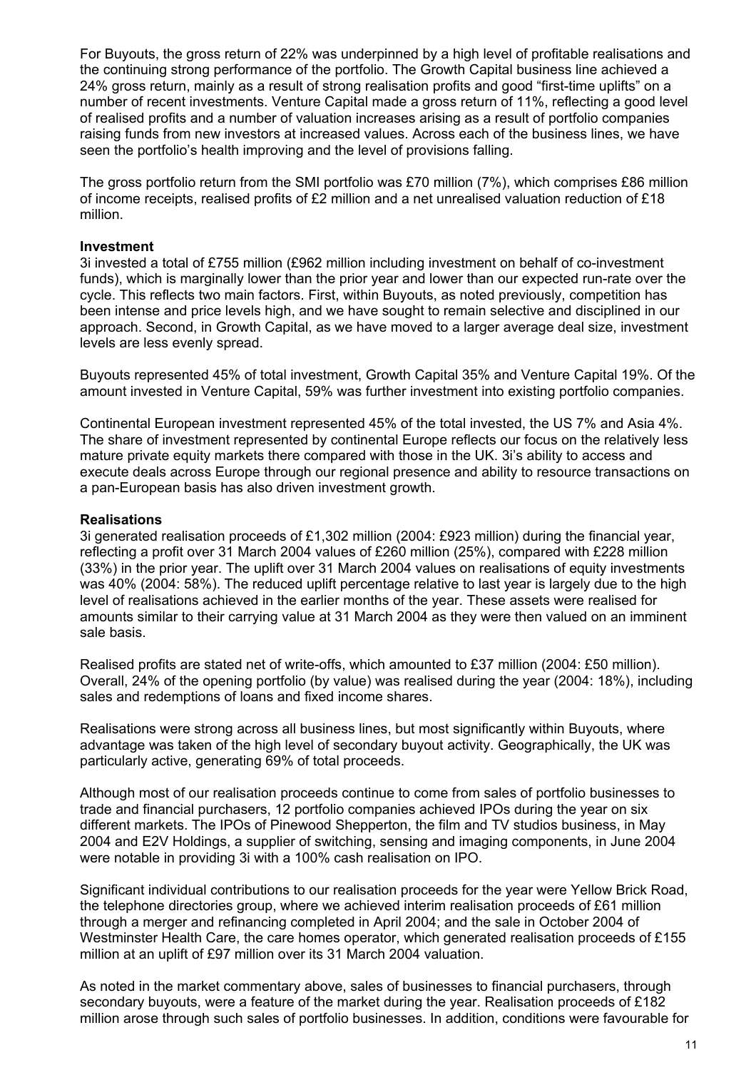For Buyouts, the gross return of 22% was underpinned by a high level of profitable realisations and the continuing strong performance of the portfolio. The Growth Capital business line achieved a 24% gross return, mainly as a result of strong realisation profits and good "first-time uplifts" on a number of recent investments. Venture Capital made a gross return of 11%, reflecting a good level of realised profits and a number of valuation increases arising as a result of portfolio companies raising funds from new investors at increased values. Across each of the business lines, we have seen the portfolio's health improving and the level of provisions falling.

The gross portfolio return from the SMI portfolio was £70 million (7%), which comprises £86 million of income receipts, realised profits of £2 million and a net unrealised valuation reduction of £18 million.

**Investment**

3i invested a total of £755 million (£962 million including investment on behalf of co-investment funds), which is marginally lower than the prior year and lower than our expected run-rate over the cycle. This reflects two main factors. First, within Buyouts, as noted previously, competition has been intense and price levels high, and we have sought to remain selective and disciplined in our approach. Second, in Growth Capital, as we have moved to a larger average deal size, investment levels are less evenly spread.

Buyouts represented 45% of total investment, Growth Capital 35% and Venture Capital 19%. Of the amount invested in Venture Capital, 59% was further investment into existing portfolio companies.

Continental European investment represented 45% of the total invested, the US 7% and Asia 4%. The share of investment represented by continental Europe reflects our focus on the relatively less mature private equity markets there compared with those in the UK. 3i's ability to access and execute deals across Europe through our regional presence and ability to resource transactions on a pan-European basis has also driven investment growth.

**Realisations**

3i generated realisation proceeds of £1,302 million (2004: £923 million) during the financial year, reflecting a profit over 31 March 2004 values of £260 million (25%), compared with £228 million (33%) in the prior year. The uplift over 31 March 2004 values on realisations of equity investments was 40% (2004: 58%). The reduced uplift percentage relative to last year is largely due to the high level of realisations achieved in the earlier months of the year. These assets were realised for amounts similar to their carrying value at 31 March 2004 as they were then valued on an imminent sale basis.

Realised profits are stated net of write-offs, which amounted to £37 million (2004: £50 million). Overall, 24% of the opening portfolio (by value) was realised during the year (2004: 18%), including sales and redemptions of loans and fixed income shares.

Realisations were strong across all business lines, but most significantly within Buyouts, where advantage was taken of the high level of secondary buyout activity. Geographically, the UK was particularly active, generating 69% of total proceeds.

Although most of our realisation proceeds continue to come from sales of portfolio businesses to trade and financial purchasers, 12 portfolio companies achieved IPOs during the year on six different markets. The IPOs of Pinewood Shepperton, the film and TV studios business, in May 2004 and E2V Holdings, a supplier of switching, sensing and imaging components, in June 2004 were notable in providing 3i with a 100% cash realisation on IPO.

Significant individual contributions to our realisation proceeds for the year were Yellow Brick Road, the telephone directories group, where we achieved interim realisation proceeds of £61 million through a merger and refinancing completed in April 2004; and the sale in October 2004 of Westminster Health Care, the care homes operator, which generated realisation proceeds of £155 million at an uplift of £97 million over its 31 March 2004 valuation.

As noted in the market commentary above, sales of businesses to financial purchasers, through secondary buyouts, were a feature of the market during the year. Realisation proceeds of £182 million arose through such sales of portfolio businesses. In addition, conditions were favourable for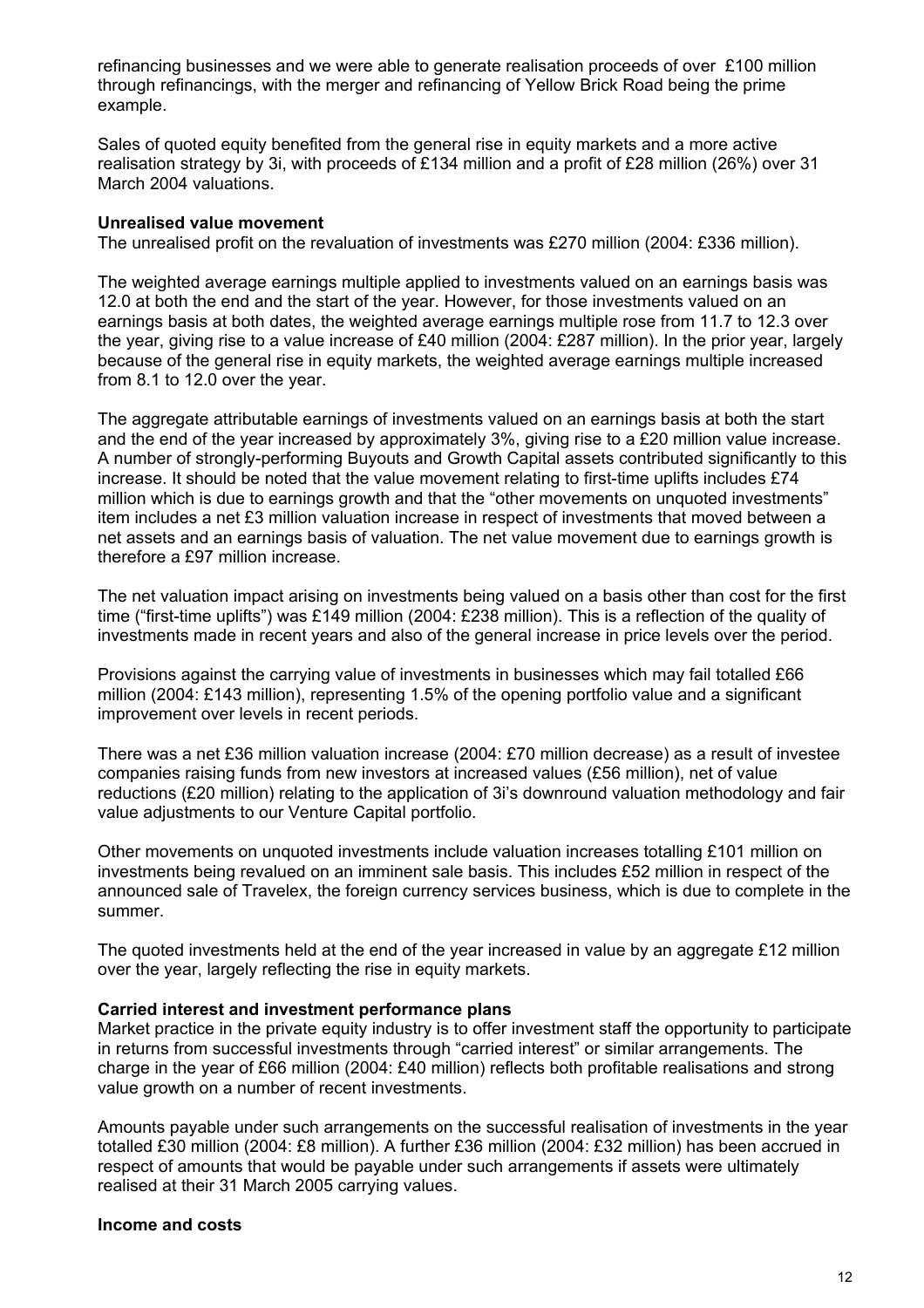refinancing businesses and we were able to generate realisation proceeds of over £100 million through refinancings, with the merger and refinancing of Yellow Brick Road being the prime example.

Sales of quoted equity benefited from the general rise in equity markets and a more active realisation strategy by 3i, with proceeds of £134 million and a profit of £28 million (26%) over 31 March 2004 valuations.

**Unrealised value movement**

The unrealised profit on the revaluation of investments was £270 million (2004: £336 million).

The weighted average earnings multiple applied to investments valued on an earnings basis was 12.0 at both the end and the start of the year. However, for those investments valued on an earnings basis at both dates, the weighted average earnings multiple rose from 11.7 to 12.3 over the year, giving rise to a value increase of £40 million (2004: £287 million). In the prior year, largely because of the general rise in equity markets, the weighted average earnings multiple increased from 8.1 to 12.0 over the year.

The aggregate attributable earnings of investments valued on an earnings basis at both the start and the end of the year increased by approximately 3%, giving rise to a £20 million value increase. A number of strongly-performing Buyouts and Growth Capital assets contributed significantly to this increase. It should be noted that the value movement relating to first-time uplifts includes £74 million which is due to earnings growth and that the "other movements on unquoted investments" item includes a net £3 million valuation increase in respect of investments that moved between a net assets and an earnings basis of valuation. The net value movement due to earnings growth is therefore a £97 million increase.

The net valuation impact arising on investments being valued on a basis other than cost for the first time ("first-time uplifts") was £149 million (2004: £238 million). This is a reflection of the quality of investments made in recent years and also of the general increase in price levels over the period.

Provisions against the carrying value of investments in businesses which may fail totalled £66 million (2004: £143 million), representing 1.5% of the opening portfolio value and a significant improvement over levels in recent periods.

There was a net £36 million valuation increase (2004: £70 million decrease) as a result of investee companies raising funds from new investors at increased values (£56 million), net of value reductions (£20 million) relating to the application of 3i's downround valuation methodology and fair value adjustments to our Venture Capital portfolio.

Other movements on unquoted investments include valuation increases totalling £101 million on investments being revalued on an imminent sale basis. This includes £52 million in respect of the announced sale of Travelex, the foreign currency services business, which is due to complete in the summer.

The quoted investments held at the end of the year increased in value by an aggregate £12 million over the year, largely reflecting the rise in equity markets.

**Carried interest and investment performance plans**

Market practice in the private equity industry is to offer investment staff the opportunity to participate in returns from successful investments through "carried interest" or similar arrangements. The charge in the year of £66 million (2004: £40 million) reflects both profitable realisations and strong value growth on a number of recent investments.

Amounts payable under such arrangements on the successful realisation of investments in the year totalled £30 million (2004: £8 million). A further £36 million (2004: £32 million) has been accrued in respect of amounts that would be payable under such arrangements if assets were ultimately realised at their 31 March 2005 carrying values.

**Income and costs**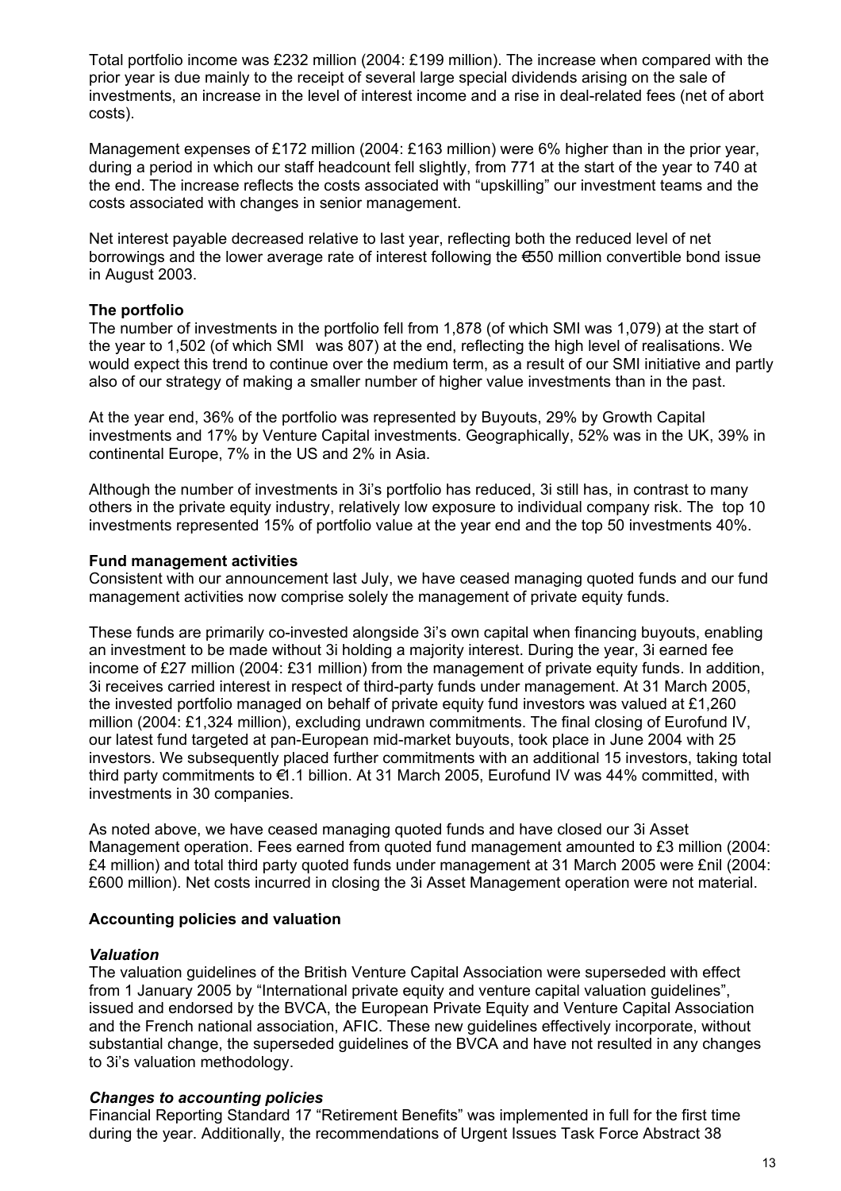Total portfolio income was £232 million (2004: £199 million). The increase when compared with the prior year is due mainly to the receipt of several large special dividends arising on the sale of investments, an increase in the level of interest income and a rise in deal-related fees (net of abort costs).

Management expenses of £172 million (2004: £163 million) were 6% higher than in the prior year, during a period in which our staff headcount fell slightly, from 771 at the start of the year to 740 at the end. The increase reflects the costs associated with "upskilling" our investment teams and the costs associated with changes in senior management.

Net interest payable decreased relative to last year, reflecting both the reduced level of net borrowings and the lower average rate of interest following the €550 million convertible bond issue in August 2003.

**The portfolio**

The number of investments in the portfolio fell from 1,878 (of which SMI was 1,079) at the start of the year to 1,502 (of which SMI was 807) at the end, reflecting the high level of realisations. We would expect this trend to continue over the medium term, as a result of our SMI initiative and partly also of our strategy of making a smaller number of higher value investments than in the past.

At the year end, 36% of the portfolio was represented by Buyouts, 29% by Growth Capital investments and 17% by Venture Capital investments. Geographically, 52% was in the UK, 39% in continental Europe, 7% in the US and 2% in Asia.

Although the number of investments in 3i's portfolio has reduced, 3i still has, in contrast to many others in the private equity industry, relatively low exposure to individual company risk. The top 10 investments represented 15% of portfolio value at the year end and the top 50 investments 40%.

**Fund management activities**

Consistent with our announcement last July, we have ceased managing quoted funds and our fund management activities now comprise solely the management of private equity funds.

These funds are primarily co-invested alongside 3i's own capital when financing buyouts, enabling an investment to be made without 3i holding a majority interest. During the year, 3i earned fee income of £27 million (2004: £31 million) from the management of private equity funds. In addition, 3i receives carried interest in respect of third-party funds under management. At 31 March 2005, the invested portfolio managed on behalf of private equity fund investors was valued at £1,260 million (2004: £1,324 million), excluding undrawn commitments. The final closing of Eurofund IV, our latest fund targeted at pan-European mid-market buyouts, took place in June 2004 with 25 investors. We subsequently placed further commitments with an additional 15 investors, taking total third party commitments to €1.1 billion. At 31 March 2005, Eurofund IV was 44% committed, with investments in 30 companies.

As noted above, we have ceased managing quoted funds and have closed our 3i Asset Management operation. Fees earned from quoted fund management amounted to £3 million (2004: £4 million) and total third party quoted funds under management at 31 March 2005 were £nil (2004: £600 million). Net costs incurred in closing the 3i Asset Management operation were not material.

**Accounting policies and valuation**

***Valuation***

The valuation guidelines of the British Venture Capital Association were superseded with effect from 1 January 2005 by "International private equity and venture capital valuation guidelines", issued and endorsed by the BVCA, the European Private Equity and Venture Capital Association and the French national association, AFIC. These new guidelines effectively incorporate, without substantial change, the superseded guidelines of the BVCA and have not resulted in any changes to 3i's valuation methodology.

***Changes to accounting policies***

Financial Reporting Standard 17 "Retirement Benefits" was implemented in full for the first time during the year. Additionally, the recommendations of Urgent Issues Task Force Abstract 38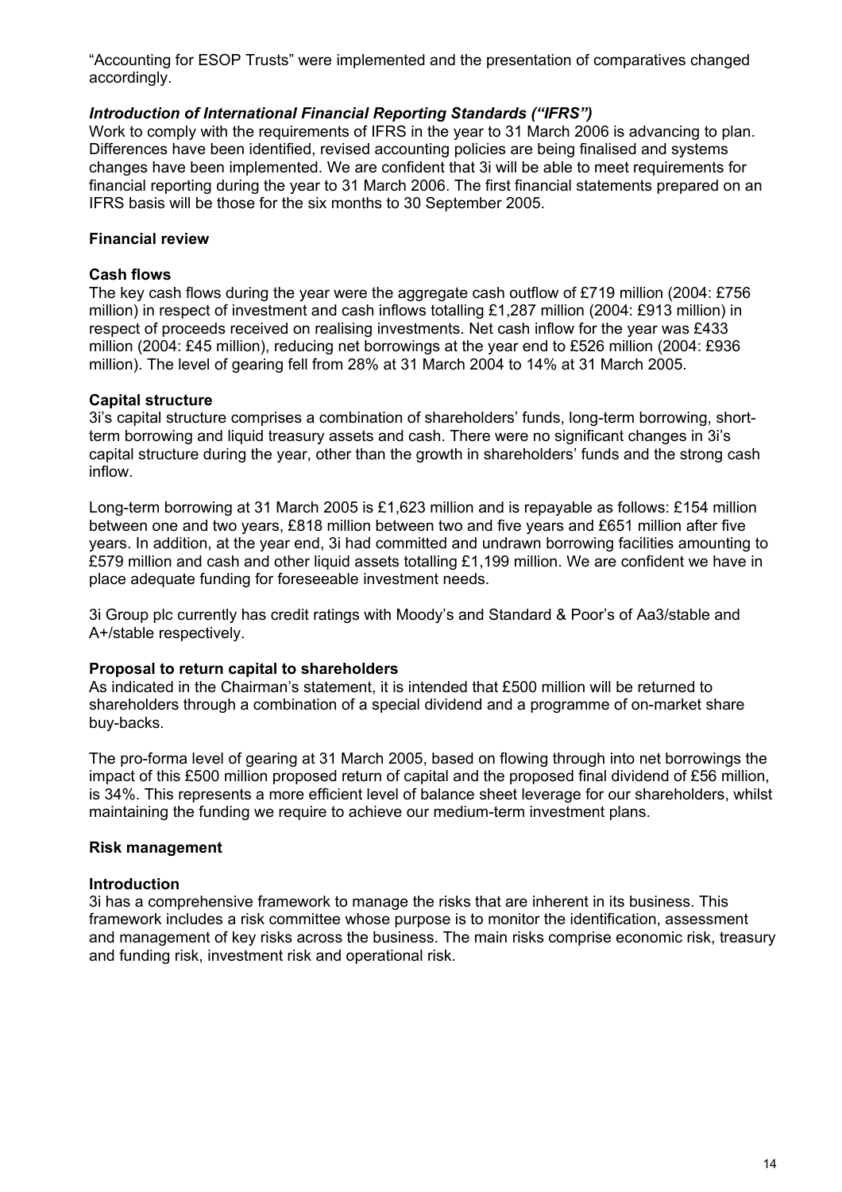"Accounting for ESOP Trusts" were implemented and the presentation of comparatives changed accordingly.

***Introduction of International Financial Reporting Standards ("IFRS")***

Work to comply with the requirements of IFRS in the year to 31 March 2006 is advancing to plan. Differences have been identified, revised accounting policies are being finalised and systems changes have been implemented. We are confident that 3i will be able to meet requirements for financial reporting during the year to 31 March 2006. The first financial statements prepared on an IFRS basis will be those for the six months to 30 September 2005.

## Financial review

### Cash flows

The key cash flows during the year were the aggregate cash outflow of £719 million (2004: £756 million) in respect of investment and cash inflows totalling £1,287 million (2004: £913 million) in respect of proceeds received on realising investments. Net cash inflow for the year was £433 million (2004: £45 million), reducing net borrowings at the year end to £526 million (2004: £936 million). The level of gearing fell from 28% at 31 March 2004 to 14% at 31 March 2005.

### Capital structure

3i's capital structure comprises a combination of shareholders' funds, long-term borrowing, short-term borrowing and liquid treasury assets and cash. There were no significant changes in 3i's capital structure during the year, other than the growth in shareholders' funds and the strong cash inflow.

Long-term borrowing at 31 March 2005 is £1,623 million and is repayable as follows: £154 million between one and two years, £818 million between two and five years and £651 million after five years. In addition, at the year end, 3i had committed and undrawn borrowing facilities amounting to £579 million and cash and other liquid assets totalling £1,199 million. We are confident we have in place adequate funding for foreseeable investment needs.

3i Group plc currently has credit ratings with Moody's and Standard & Poor's of Aa3/stable and A+/stable respectively.

### Proposal to return capital to shareholders

As indicated in the Chairman's statement, it is intended that £500 million will be returned to shareholders through a combination of a special dividend and a programme of on-market share buy-backs.

The pro-forma level of gearing at 31 March 2005, based on flowing through into net borrowings the impact of this £500 million proposed return of capital and the proposed final dividend of £56 million, is 34%. This represents a more efficient level of balance sheet leverage for our shareholders, whilst maintaining the funding we require to achieve our medium-term investment plans.

## Risk management

### Introduction

3i has a comprehensive framework to manage the risks that are inherent in its business. This framework includes a risk committee whose purpose is to monitor the identification, assessment and management of key risks across the business. The main risks comprise economic risk, treasury and funding risk, investment risk and operational risk.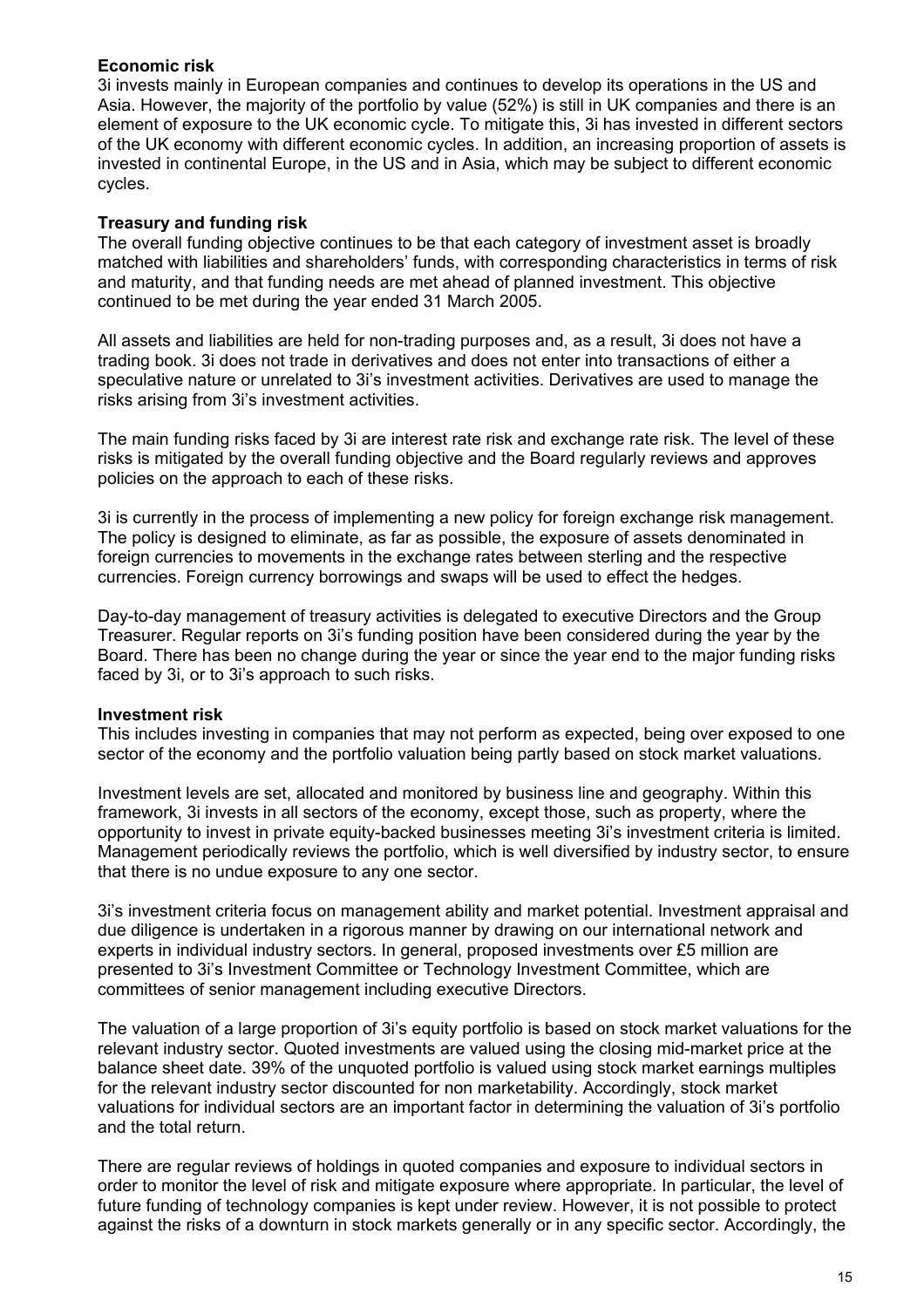**Economic risk**

3i invests mainly in European companies and continues to develop its operations in the US and Asia. However, the majority of the portfolio by value (52%) is still in UK companies and there is an element of exposure to the UK economic cycle. To mitigate this, 3i has invested in different sectors of the UK economy with different economic cycles. In addition, an increasing proportion of assets is invested in continental Europe, in the US and in Asia, which may be subject to different economic cycles.

**Treasury and funding risk**

The overall funding objective continues to be that each category of investment asset is broadly matched with liabilities and shareholders' funds, with corresponding characteristics in terms of risk and maturity, and that funding needs are met ahead of planned investment. This objective continued to be met during the year ended 31 March 2005.

All assets and liabilities are held for non-trading purposes and, as a result, 3i does not have a trading book. 3i does not trade in derivatives and does not enter into transactions of either a speculative nature or unrelated to 3i's investment activities. Derivatives are used to manage the risks arising from 3i's investment activities.

The main funding risks faced by 3i are interest rate risk and exchange rate risk. The level of these risks is mitigated by the overall funding objective and the Board regularly reviews and approves policies on the approach to each of these risks.

3i is currently in the process of implementing a new policy for foreign exchange risk management. The policy is designed to eliminate, as far as possible, the exposure of assets denominated in foreign currencies to movements in the exchange rates between sterling and the respective currencies. Foreign currency borrowings and swaps will be used to effect the hedges.

Day-to-day management of treasury activities is delegated to executive Directors and the Group Treasurer. Regular reports on 3i's funding position have been considered during the year by the Board. There has been no change during the year or since the year end to the major funding risks faced by 3i, or to 3i's approach to such risks.

**Investment risk**

This includes investing in companies that may not perform as expected, being over exposed to one sector of the economy and the portfolio valuation being partly based on stock market valuations.

Investment levels are set, allocated and monitored by business line and geography. Within this framework, 3i invests in all sectors of the economy, except those, such as property, where the opportunity to invest in private equity-backed businesses meeting 3i's investment criteria is limited. Management periodically reviews the portfolio, which is well diversified by industry sector, to ensure that there is no undue exposure to any one sector.

3i's investment criteria focus on management ability and market potential. Investment appraisal and due diligence is undertaken in a rigorous manner by drawing on our international network and experts in individual industry sectors. In general, proposed investments over £5 million are presented to 3i's Investment Committee or Technology Investment Committee, which are committees of senior management including executive Directors.

The valuation of a large proportion of 3i's equity portfolio is based on stock market valuations for the relevant industry sector. Quoted investments are valued using the closing mid-market price at the balance sheet date. 39% of the unquoted portfolio is valued using stock market earnings multiples for the relevant industry sector discounted for non marketability. Accordingly, stock market valuations for individual sectors are an important factor in determining the valuation of 3i's portfolio and the total return.

There are regular reviews of holdings in quoted companies and exposure to individual sectors in order to monitor the level of risk and mitigate exposure where appropriate. In particular, the level of future funding of technology companies is kept under review. However, it is not possible to protect against the risks of a downturn in stock markets generally or in any specific sector. Accordingly, the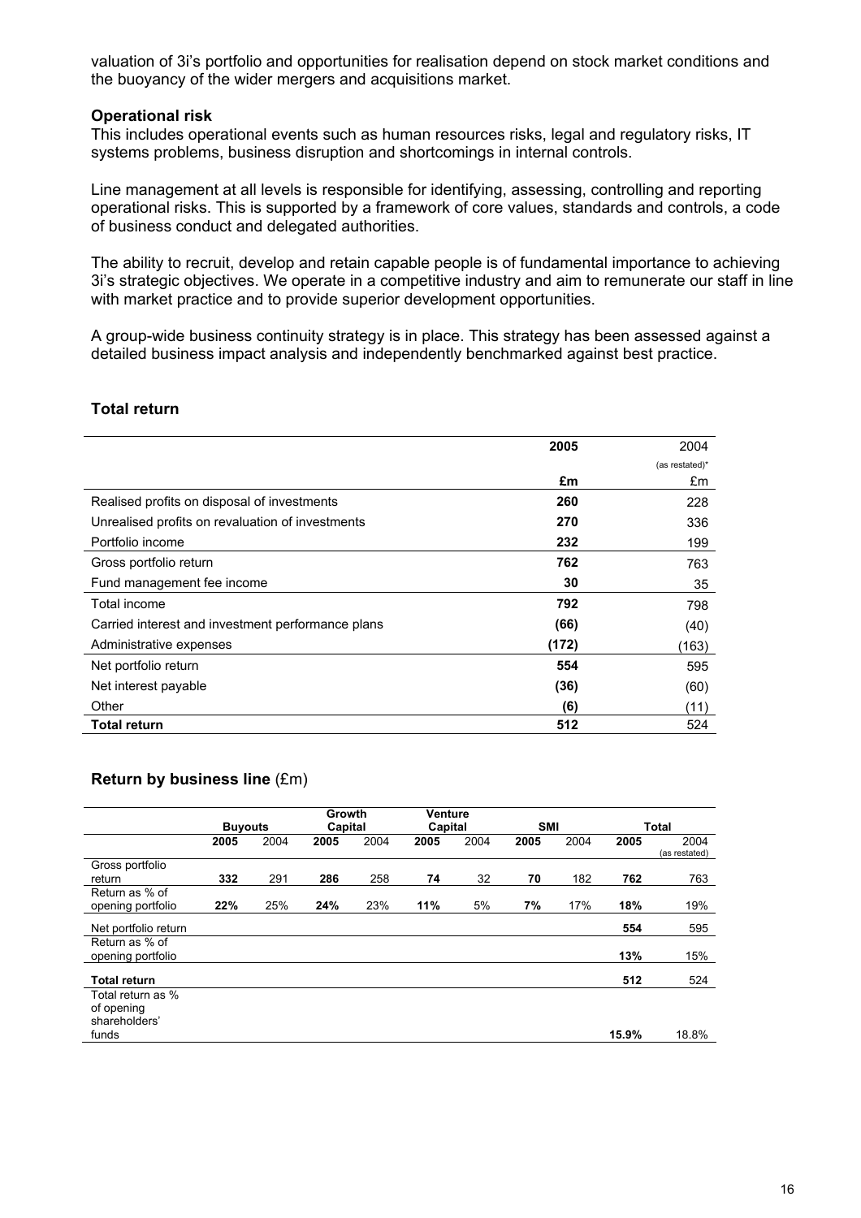valuation of 3i's portfolio and opportunities for realisation depend on stock market conditions and the buoyancy of the wider mergers and acquisitions market.

**Operational risk**
This includes operational events such as human resources risks, legal and regulatory risks, IT systems problems, business disruption and shortcomings in internal controls.

Line management at all levels is responsible for identifying, assessing, controlling and reporting operational risks. This is supported by a framework of core values, standards and controls, a code of business conduct and delegated authorities.

The ability to recruit, develop and retain capable people is of fundamental importance to achieving 3i's strategic objectives. We operate in a competitive industry and aim to remunerate our staff in line with market practice and to provide superior development opportunities.

A group-wide business continuity strategy is in place. This strategy has been assessed against a detailed business impact analysis and independently benchmarked against best practice.

## Total return

| | **2005** | 2004 (as restated)* |
|---|---|---|
| | **£m** | £m |
| Realised profits on disposal of investments | **260** | 228 |
| Unrealised profits on revaluation of investments | **270** | 336 |
| Portfolio income | **232** | 199 |
| Gross portfolio return | **762** | 763 |
| Fund management fee income | **30** | 35 |
| Total income | **792** | 798 |
| Carried interest and investment performance plans | **(66)** | (40) |
| Administrative expenses | **(172)** | (163) |
| Net portfolio return | **554** | 595 |
| Net interest payable | **(36)** | (60) |
| Other | **(6)** | (11) |
| **Total return** | **512** | 524 |

## Return by business line (£m)

| | **Buyouts** | | **Growth Capital** | | **Venture Capital** | | **SMI** | | **Total** | |
|---|---|---|---|---|---|---|---|---|---|---|
| | **2005** | 2004 | **2005** | 2004 | **2005** | 2004 | **2005** | 2004 | **2005** | 2004 (as restated) |
| Gross portfolio return | **332** | 291 | **286** | 258 | **74** | 32 | **70** | 182 | **762** | 763 |
| Return as % of opening portfolio | **22%** | 25% | **24%** | 23% | **11%** | 5% | **7%** | 17% | **18%** | 19% |
| Net portfolio return | | | | | | | | | **554** | 595 |
| Return as % of opening portfolio | | | | | | | | | **13%** | 15% |
| **Total return** | | | | | | | | | **512** | 524 |
| Total return as % of opening shareholders' funds | | | | | | | | | **15.9%** | 18.8% |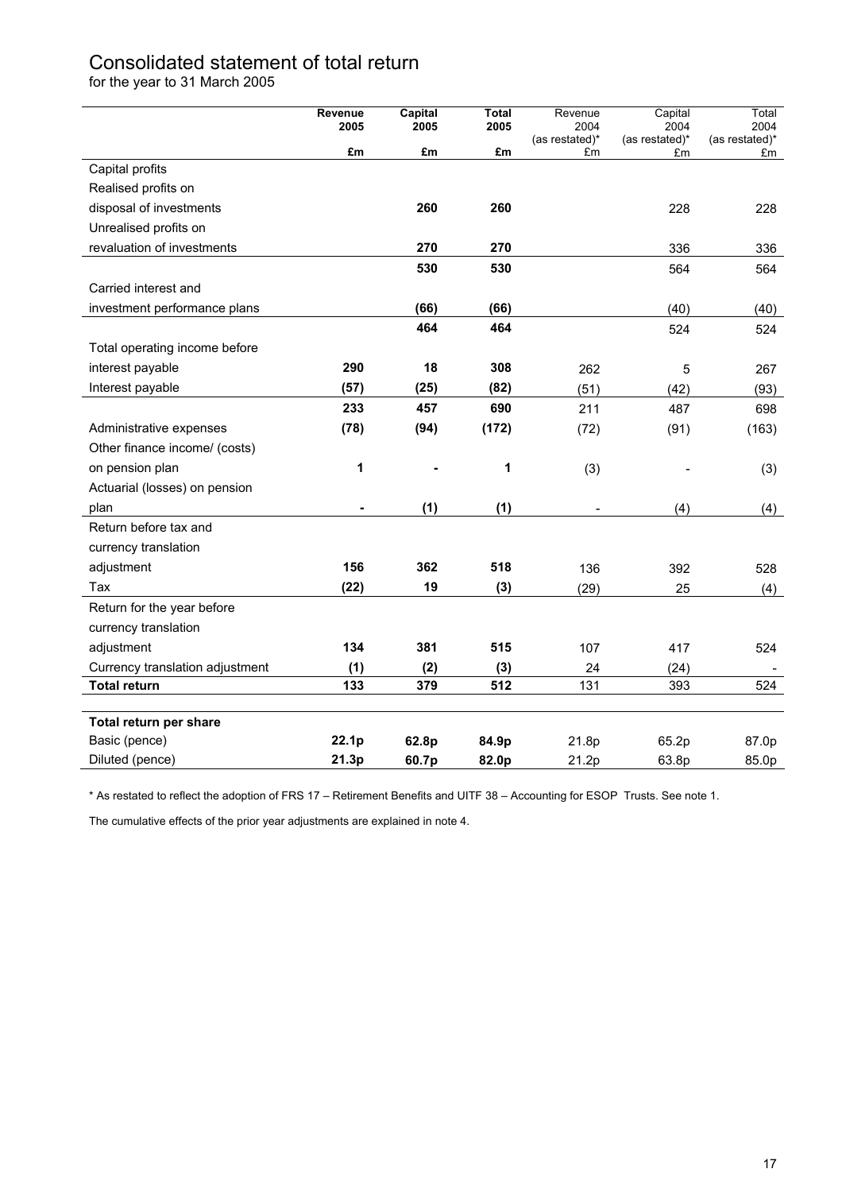# Consolidated statement of total return

for the year to 31 March 2005

| | **Revenue 2005 £m** | **Capital 2005 £m** | **Total 2005 £m** | Revenue 2004 (as restated)* £m | Capital 2004 (as restated)* £m | Total 2004 (as restated)* £m |
|---|---|---|---|---|---|---|
| Capital profits | | | | | | |
| Realised profits on disposal of investments | | **260** | **260** | | 228 | 228 |
| Unrealised profits on revaluation of investments | | **270** | **270** | | 336 | 336 |
| | | **530** | **530** | | 564 | 564 |
| Carried interest and investment performance plans | | **(66)** | **(66)** | | (40) | (40) |
| | | **464** | **464** | | 524 | 524 |
| Total operating income before interest payable | **290** | **18** | **308** | 262 | 5 | 267 |
| Interest payable | **(57)** | **(25)** | **(82)** | (51) | (42) | (93) |
| | **233** | **457** | **690** | 211 | 487 | 698 |
| Administrative expenses | **(78)** | **(94)** | **(172)** | (72) | (91) | (163) |
| Other finance income/ (costs) on pension plan | **1** | **-** | **1** | (3) | - | (3) |
| Actuarial (losses) on pension plan | **-** | **(1)** | **(1)** | - | (4) | (4) |
| Return before tax and currency translation adjustment | **156** | **362** | **518** | 136 | 392 | 528 |
| Tax | **(22)** | **19** | **(3)** | (29) | 25 | (4) |
| Return for the year before currency translation adjustment | **134** | **381** | **515** | 107 | 417 | 524 |
| Currency translation adjustment | **(1)** | **(2)** | **(3)** | 24 | (24) | - |
| **Total return** | **133** | **379** | **512** | 131 | 393 | 524 |
| | | | | | | |
| **Total return per share** | | | | | | |
| Basic (pence) | **22.1p** | **62.8p** | **84.9p** | 21.8p | 65.2p | 87.0p |
| Diluted (pence) | **21.3p** | **60.7p** | **82.0p** | 21.2p | 63.8p | 85.0p |

* As restated to reflect the adoption of FRS 17 – Retirement Benefits and UITF 38 – Accounting for ESOP Trusts. See note 1.

The cumulative effects of the prior year adjustments are explained in note 4.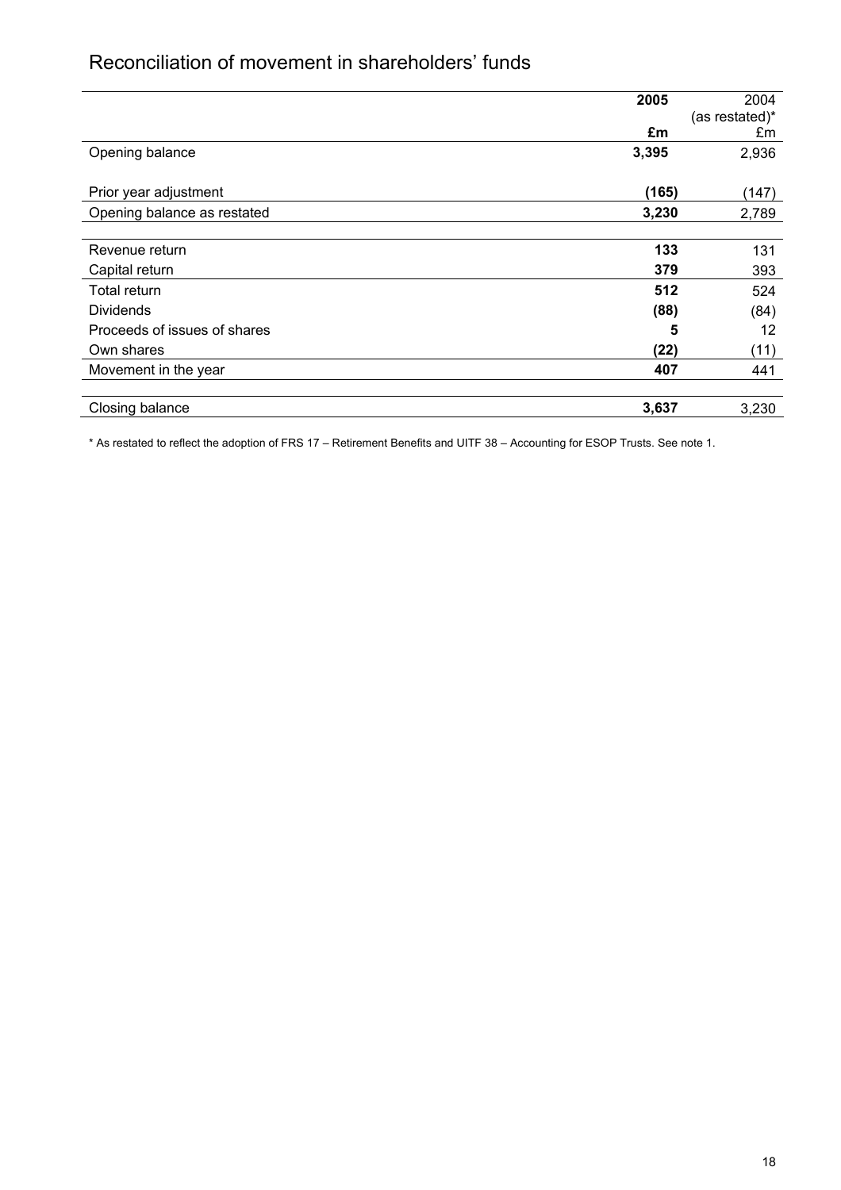## Reconciliation of movement in shareholders' funds

| | **2005** | 2004 (as restated)* |
|---|---|---|
| | **£m** | £m |
| Opening balance | **3,395** | 2,936 |
| Prior year adjustment | **(165)** | (147) |
| Opening balance as restated | **3,230** | 2,789 |
| Revenue return | **133** | 131 |
| Capital return | **379** | 393 |
| Total return | **512** | 524 |
| Dividends | **(88)** | (84) |
| Proceeds of issues of shares | **5** | 12 |
| Own shares | **(22)** | (11) |
| Movement in the year | **407** | 441 |
| Closing balance | **3,637** | 3,230 |

* As restated to reflect the adoption of FRS 17 – Retirement Benefits and UITF 38 – Accounting for ESOP Trusts. See note 1.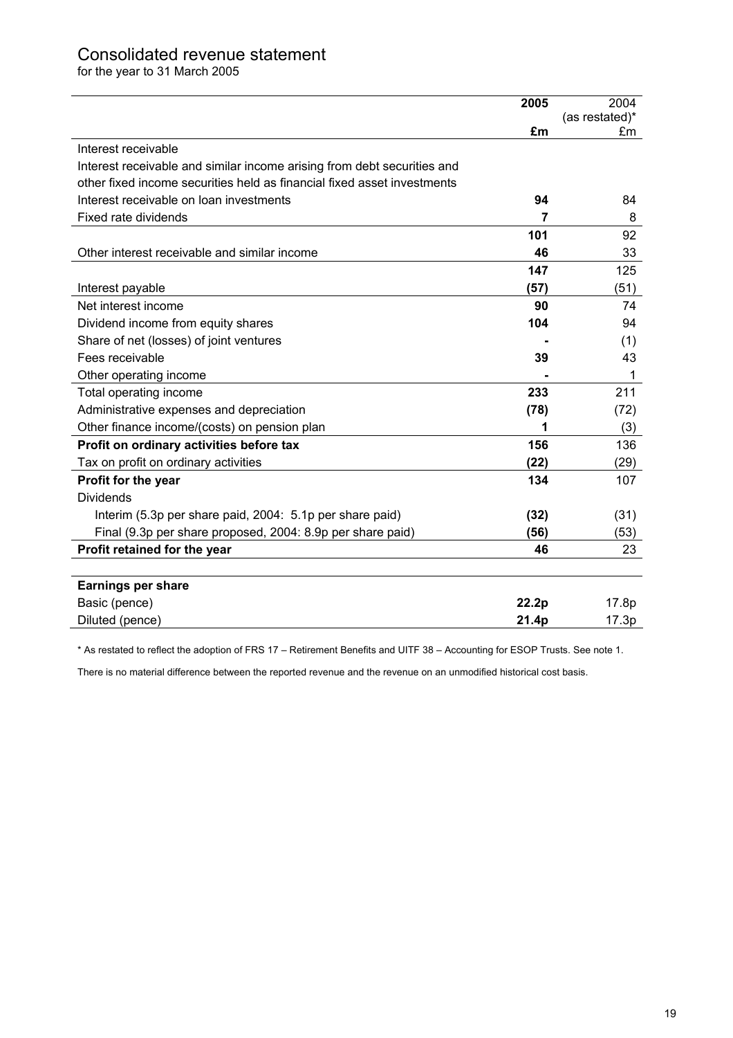# Consolidated revenue statement

for the year to 31 March 2005

| | **2005** | 2004 (as restated)* |
|---|---|---|
| | **£m** | £m |
| Interest receivable | | |
| Interest receivable and similar income arising from debt securities and other fixed income securities held as financial fixed asset investments | | |
| Interest receivable on loan investments | **94** | 84 |
| Fixed rate dividends | **7** | 8 |
| | **101** | 92 |
| Other interest receivable and similar income | **46** | 33 |
| | **147** | 125 |
| Interest payable | **(57)** | (51) |
| Net interest income | **90** | 74 |
| Dividend income from equity shares | **104** | 94 |
| Share of net (losses) of joint ventures | **-** | (1) |
| Fees receivable | **39** | 43 |
| Other operating income | **-** | 1 |
| Total operating income | **233** | 211 |
| Administrative expenses and depreciation | **(78)** | (72) |
| Other finance income/(costs) on pension plan | **1** | (3) |
| **Profit on ordinary activities before tax** | **156** | 136 |
| Tax on profit on ordinary activities | **(22)** | (29) |
| **Profit for the year** | **134** | 107 |
| Dividends | | |
| Interim (5.3p per share paid, 2004: 5.1p per share paid) | **(32)** | (31) |
| Final (9.3p per share proposed, 2004: 8.9p per share paid) | **(56)** | (53) |
| **Profit retained for the year** | **46** | 23 |

| **Earnings per share** | | |
|---|---|---|
| Basic (pence) | **22.2p** | 17.8p |
| Diluted (pence) | **21.4p** | 17.3p |

* As restated to reflect the adoption of FRS 17 – Retirement Benefits and UITF 38 – Accounting for ESOP Trusts. See note 1.

There is no material difference between the reported revenue and the revenue on an unmodified historical cost basis.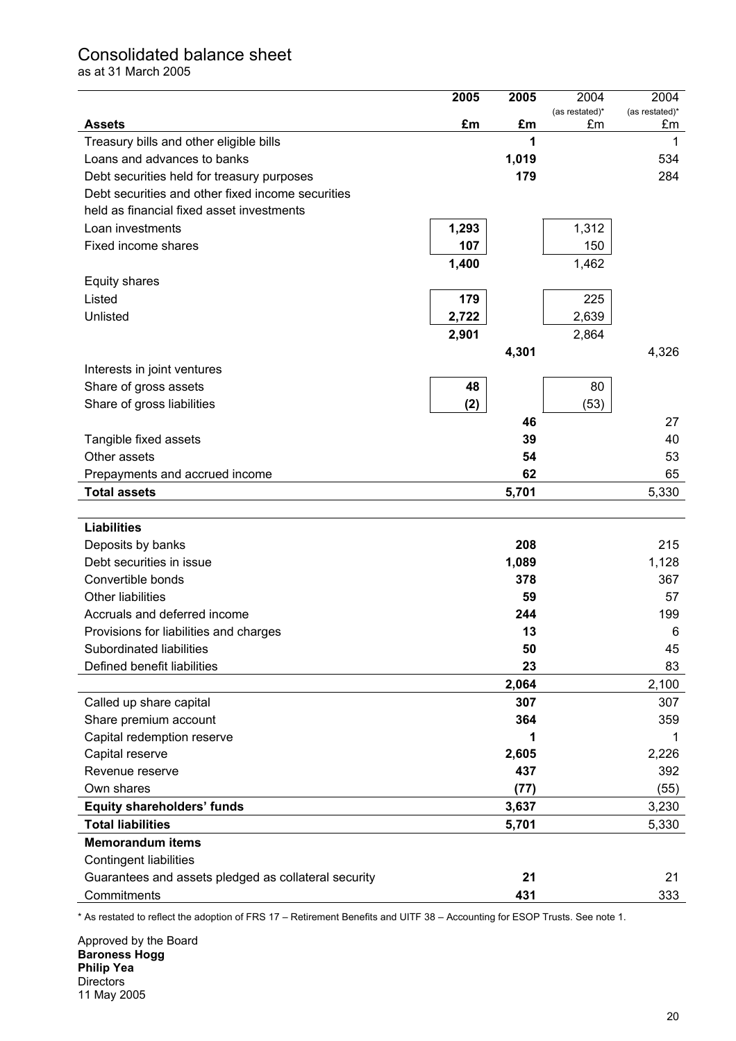# Consolidated balance sheet

as at 31 March 2005

| Assets | 2005 £m | 2005 £m | 2004 (as restated)* £m | 2004 (as restated)* £m |
|---|---|---|---|---|
| Treasury bills and other eligible bills | | **1** | | 1 |
| Loans and advances to banks | | **1,019** | | 534 |
| Debt securities held for treasury purposes | | **179** | | 284 |
| Debt securities and other fixed income securities held as financial fixed asset investments | | | | |
| Loan investments | **1,293** | | 1,312 | |
| Fixed income shares | **107** | | 150 | |
| | **1,400** | | 1,462 | |
| Equity shares | | | | |
| Listed | **179** | | 225 | |
| Unlisted | **2,722** | | 2,639 | |
| | **2,901** | | 2,864 | |
| | | **4,301** | | 4,326 |
| Interests in joint ventures | | | | |
| Share of gross assets | **48** | | 80 | |
| Share of gross liabilities | **(2)** | | (53) | |
| | | **46** | | 27 |
| Tangible fixed assets | | **39** | | 40 |
| Other assets | | **54** | | 53 |
| Prepayments and accrued income | | **62** | | 65 |
| **Total assets** | | **5,701** | | 5,330 |
| | | | | |
| **Liabilities** | | | | |
| Deposits by banks | | **208** | | 215 |
| Debt securities in issue | | **1,089** | | 1,128 |
| Convertible bonds | | **378** | | 367 |
| Other liabilities | | **59** | | 57 |
| Accruals and deferred income | | **244** | | 199 |
| Provisions for liabilities and charges | | **13** | | 6 |
| Subordinated liabilities | | **50** | | 45 |
| Defined benefit liabilities | | **23** | | 83 |
| | | **2,064** | | 2,100 |
| Called up share capital | | **307** | | 307 |
| Share premium account | | **364** | | 359 |
| Capital redemption reserve | | **1** | | 1 |
| Capital reserve | | **2,605** | | 2,226 |
| Revenue reserve | | **437** | | 392 |
| Own shares | | **(77)** | | (55) |
| **Equity shareholders' funds** | | **3,637** | | 3,230 |
| **Total liabilities** | | **5,701** | | 5,330 |
| **Memorandum items** | | | | |
| Contingent liabilities | | | | |
| Guarantees and assets pledged as collateral security | | **21** | | 21 |
| Commitments | | **431** | | 333 |

\* As restated to reflect the adoption of FRS 17 – Retirement Benefits and UITF 38 – Accounting for ESOP Trusts. See note 1.

Approved by the Board
**Baroness Hogg**
**Philip Yea**
Directors
11 May 2005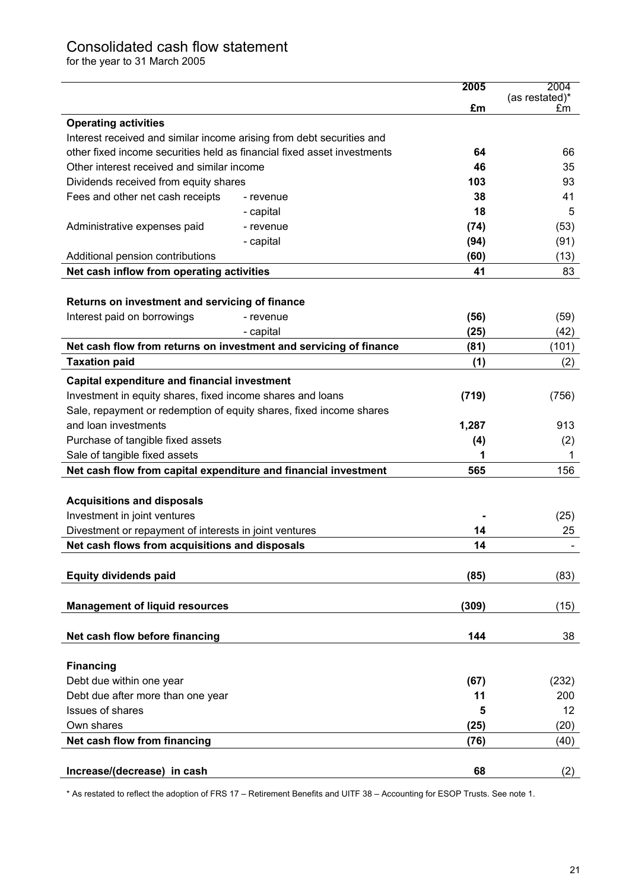# Consolidated cash flow statement

for the year to 31 March 2005

| | | 2005 £m | 2004 (as restated)* £m |
|---|---|---|---|
| **Operating activities** | | | |
| Interest received and similar income arising from debt securities and other fixed income securities held as financial fixed asset investments | | **64** | 66 |
| Other interest received and similar income | | **46** | 35 |
| Dividends received from equity shares | | **103** | 93 |
| Fees and other net cash receipts | - revenue | **38** | 41 |
| | - capital | **18** | 5 |
| Administrative expenses paid | - revenue | **(74)** | (53) |
| | - capital | **(94)** | (91) |
| Additional pension contributions | | **(60)** | (13) |
| **Net cash inflow from operating activities** | | **41** | 83 |
| | | | |
| **Returns on investment and servicing of finance** | | | |
| Interest paid on borrowings | - revenue | **(56)** | (59) |
| | - capital | **(25)** | (42) |
| **Net cash flow from returns on investment and servicing of finance** | | **(81)** | (101) |
| **Taxation paid** | | **(1)** | (2) |
| **Capital expenditure and financial investment** | | | |
| Investment in equity shares, fixed income shares and loans | | **(719)** | (756) |
| Sale, repayment or redemption of equity shares, fixed income shares and loan investments | | **1,287** | 913 |
| Purchase of tangible fixed assets | | **(4)** | (2) |
| Sale of tangible fixed assets | | **1** | 1 |
| **Net cash flow from capital expenditure and financial investment** | | **565** | 156 |
| | | | |
| **Acquisitions and disposals** | | | |
| Investment in joint ventures | | **-** | (25) |
| Divestment or repayment of interests in joint ventures | | **14** | 25 |
| **Net cash flows from acquisitions and disposals** | | **14** | - |
| | | | |
| **Equity dividends paid** | | **(85)** | (83) |
| | | | |
| **Management of liquid resources** | | **(309)** | (15) |
| | | | |
| **Net cash flow before financing** | | **144** | 38 |
| | | | |
| **Financing** | | | |
| Debt due within one year | | **(67)** | (232) |
| Debt due after more than one year | | **11** | 200 |
| Issues of shares | | **5** | 12 |
| Own shares | | **(25)** | (20) |
| **Net cash flow from financing** | | **(76)** | (40) |
| | | | |
| **Increase/(decrease) in cash** | | **68** | (2) |

\* As restated to reflect the adoption of FRS 17 – Retirement Benefits and UITF 38 – Accounting for ESOP Trusts. See note 1.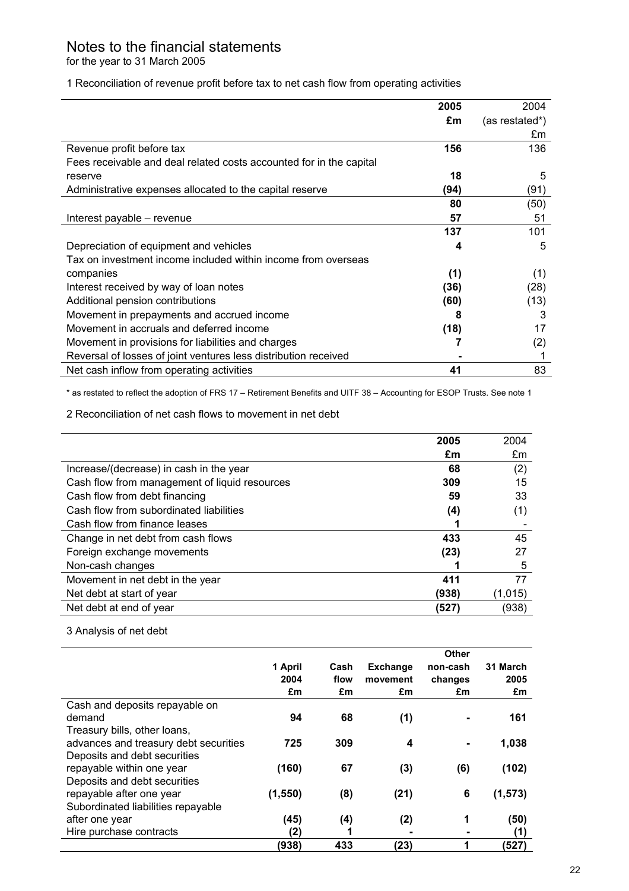# Notes to the financial statements

for the year to 31 March 2005

1 Reconciliation of revenue profit before tax to net cash flow from operating activities

| | 2005 £m | 2004 (as restated*) £m |
|---|---|---|
| Revenue profit before tax | **156** | 136 |
| Fees receivable and deal related costs accounted for in the capital reserve | **18** | 5 |
| Administrative expenses allocated to the capital reserve | **(94)** | (91) |
| | **80** | (50) |
| Interest payable – revenue | **57** | 51 |
| | **137** | 101 |
| Depreciation of equipment and vehicles | **4** | 5 |
| Tax on investment income included within income from overseas companies | **(1)** | (1) |
| Interest received by way of loan notes | **(36)** | (28) |
| Additional pension contributions | **(60)** | (13) |
| Movement in prepayments and accrued income | **8** | 3 |
| Movement in accruals and deferred income | **(18)** | 17 |
| Movement in provisions for liabilities and charges | **7** | (2) |
| Reversal of losses of joint ventures less distribution received | **-** | 1 |
| Net cash inflow from operating activities | **41** | 83 |

* as restated to reflect the adoption of FRS 17 – Retirement Benefits and UITF 38 – Accounting for ESOP Trusts. See note 1

2 Reconciliation of net cash flows to movement in net debt

| | 2005 £m | 2004 £m |
|---|---|---|
| Increase/(decrease) in cash in the year | **68** | (2) |
| Cash flow from management of liquid resources | **309** | 15 |
| Cash flow from debt financing | **59** | 33 |
| Cash flow from subordinated liabilities | **(4)** | (1) |
| Cash flow from finance leases | **1** | - |
| Change in net debt from cash flows | **433** | 45 |
| Foreign exchange movements | **(23)** | 27 |
| Non-cash changes | **1** | 5 |
| Movement in net debt in the year | **411** | 77 |
| Net debt at start of year | **(938)** | (1,015) |
| Net debt at end of year | **(527)** | (938) |

3 Analysis of net debt

| | 1 April 2004 £m | Cash flow £m | Exchange movement £m | Other non-cash changes £m | 31 March 2005 £m |
|---|---|---|---|---|---|
| Cash and deposits repayable on demand | **94** | **68** | **(1)** | **-** | **161** |
| Treasury bills, other loans, advances and treasury debt securities | **725** | **309** | **4** | **-** | **1,038** |
| Deposits and debt securities repayable within one year | **(160)** | **67** | **(3)** | **(6)** | **(102)** |
| Deposits and debt securities repayable after one year | **(1,550)** | **(8)** | **(21)** | **6** | **(1,573)** |
| Subordinated liabilities repayable after one year | **(45)** | **(4)** | **(2)** | **1** | **(50)** |
| Hire purchase contracts | **(2)** | **1** | **-** | **-** | **(1)** |
| | **(938)** | **433** | **(23)** | **1** | **(527)** |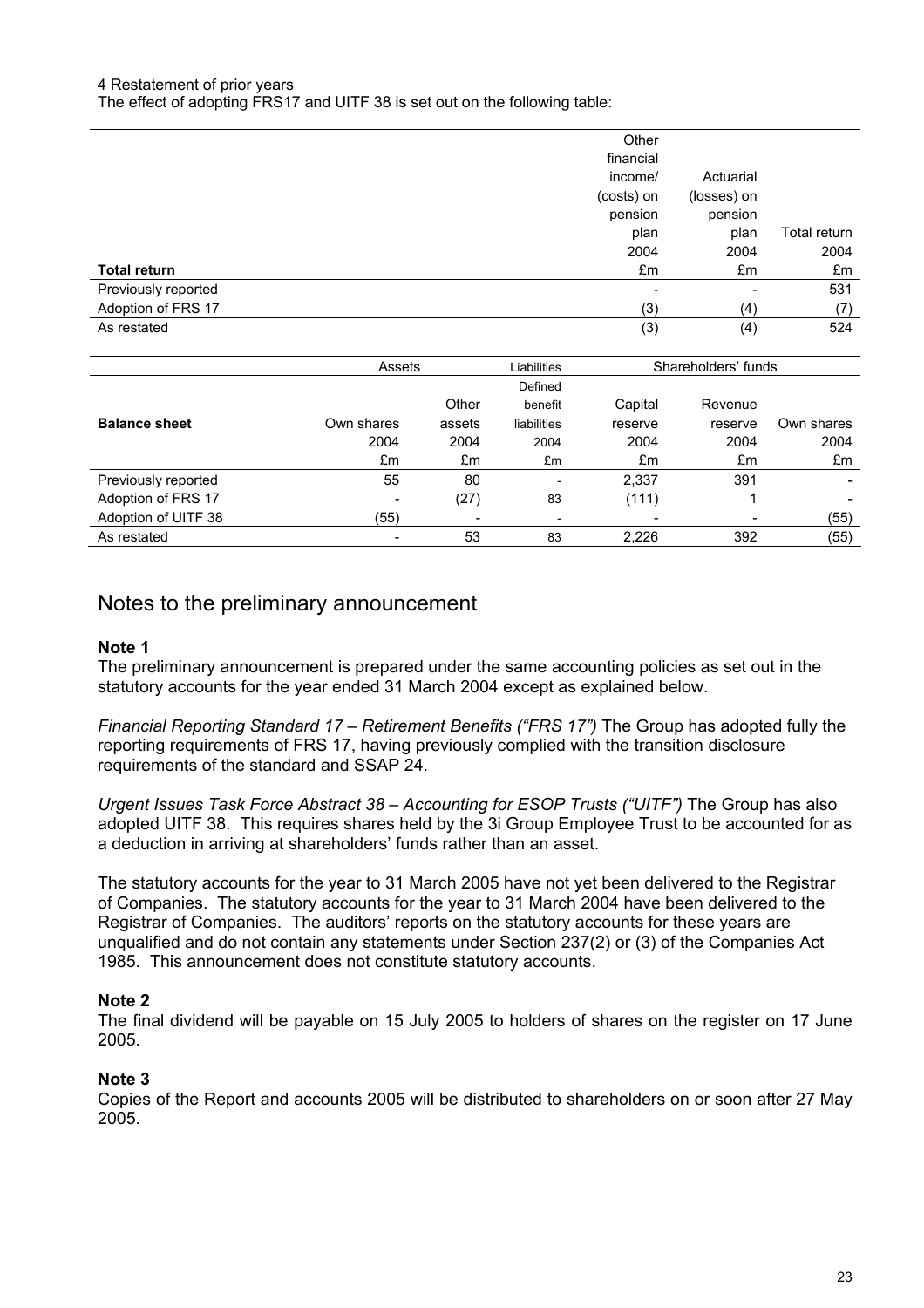4 Restatement of prior years

The effect of adopting FRS17 and UITF 38 is set out on the following table:

| **Total return** | Other financial income/ (costs) on pension plan 2004 £m | Actuarial (losses) on pension plan 2004 £m | Total return 2004 £m |
|---|---|---|---|
| Previously reported | - | - | 531 |
| Adoption of FRS 17 | (3) | (4) | (7) |
| As restated | (3) | (4) | 524 |

| | Assets | | Liabilities | Shareholders' funds | | |
|---|---|---|---|---|---|---|
| **Balance sheet** | Own shares 2004 £m | Other assets 2004 £m | Defined benefit liabilities 2004 £m | Capital reserve 2004 £m | Revenue reserve 2004 £m | Own shares 2004 £m |
| Previously reported | 55 | 80 | - | 2,337 | 391 | - |
| Adoption of FRS 17 | - | (27) | 83 | (111) | 1 | - |
| Adoption of UITF 38 | (55) | - | - | - | - | (55) |
| As restated | - | 53 | 83 | 2,226 | 392 | (55) |

# Notes to the preliminary announcement

### Note 1

The preliminary announcement is prepared under the same accounting policies as set out in the statutory accounts for the year ended 31 March 2004 except as explained below.

*Financial Reporting Standard 17 – Retirement Benefits ("FRS 17")* The Group has adopted fully the reporting requirements of FRS 17, having previously complied with the transition disclosure requirements of the standard and SSAP 24.

*Urgent Issues Task Force Abstract 38 – Accounting for ESOP Trusts ("UITF")* The Group has also adopted UITF 38. This requires shares held by the 3i Group Employee Trust to be accounted for as a deduction in arriving at shareholders' funds rather than an asset.

The statutory accounts for the year to 31 March 2005 have not yet been delivered to the Registrar of Companies. The statutory accounts for the year to 31 March 2004 have been delivered to the Registrar of Companies. The auditors' reports on the statutory accounts for these years are unqualified and do not contain any statements under Section 237(2) or (3) of the Companies Act 1985. This announcement does not constitute statutory accounts.

### Note 2

The final dividend will be payable on 15 July 2005 to holders of shares on the register on 17 June 2005.

### Note 3

Copies of the Report and accounts 2005 will be distributed to shareholders on or soon after 27 May 2005.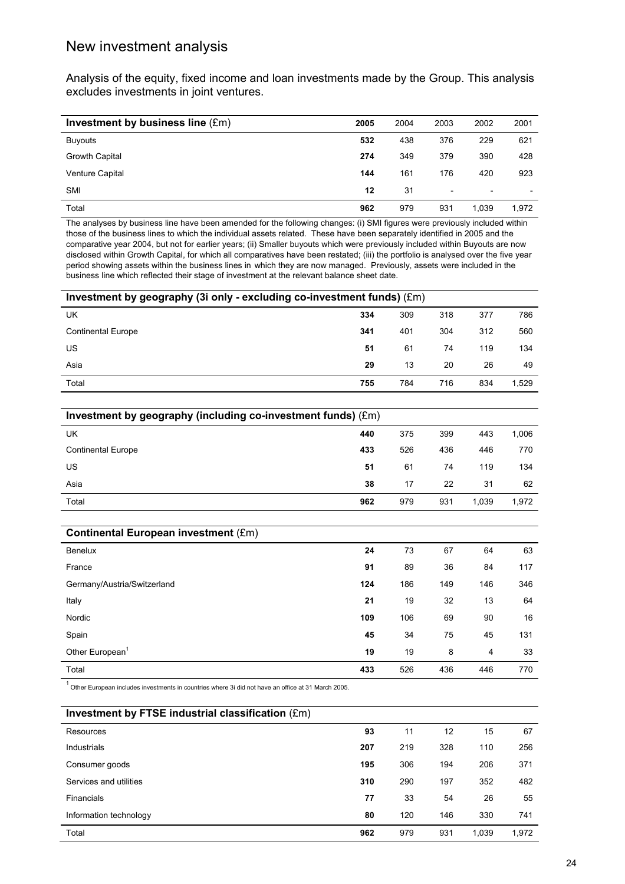## New investment analysis

Analysis of the equity, fixed income and loan investments made by the Group. This analysis excludes investments in joint ventures.

| **Investment by business line** (£m) | **2005** | 2004 | 2003 | 2002 | 2001 |
|---|---|---|---|---|---|
| Buyouts | **532** | 438 | 376 | 229 | 621 |
| Growth Capital | **274** | 349 | 379 | 390 | 428 |
| Venture Capital | **144** | 161 | 176 | 420 | 923 |
| SMI | **12** | 31 | - | - | - |
| Total | **962** | 979 | 931 | 1,039 | 1,972 |

The analyses by business line have been amended for the following changes: (i) SMI figures were previously included within those of the business lines to which the individual assets related. These have been separately identified in 2005 and the comparative year 2004, but not for earlier years; (ii) Smaller buyouts which were previously included within Buyouts are now disclosed within Growth Capital, for which all comparatives have been restated; (iii) the portfolio is analysed over the five year period showing assets within the business lines in which they are now managed. Previously, assets were included in the business line which reflected their stage of investment at the relevant balance sheet date.

| **Investment by geography (3i only - excluding co-investment funds)** (£m) | | | | | |
|---|---|---|---|---|---|
| UK | **334** | 309 | 318 | 377 | 786 |
| Continental Europe | **341** | 401 | 304 | 312 | 560 |
| US | **51** | 61 | 74 | 119 | 134 |
| Asia | **29** | 13 | 20 | 26 | 49 |
| Total | **755** | 784 | 716 | 834 | 1,529 |

| **Investment by geography (including co-investment funds)** (£m) | | | | | |
|---|---|---|---|---|---|
| UK | **440** | 375 | 399 | 443 | 1,006 |
| Continental Europe | **433** | 526 | 436 | 446 | 770 |
| US | **51** | 61 | 74 | 119 | 134 |
| Asia | **38** | 17 | 22 | 31 | 62 |
| Total | **962** | 979 | 931 | 1,039 | 1,972 |

| **Continental European investment** (£m) | | | | | |
|---|---|---|---|---|---|
| Benelux | **24** | 73 | 67 | 64 | 63 |
| France | **91** | 89 | 36 | 84 | 117 |
| Germany/Austria/Switzerland | **124** | 186 | 149 | 146 | 346 |
| Italy | **21** | 19 | 32 | 13 | 64 |
| Nordic | **109** | 106 | 69 | 90 | 16 |
| Spain | **45** | 34 | 75 | 45 | 131 |
| Other European[1] | **19** | 19 | 8 | 4 | 33 |
| Total | **433** | 526 | 436 | 446 | 770 |

[1] Other European includes investments in countries where 3i did not have an office at 31 March 2005.

| **Investment by FTSE industrial classification** (£m) | | | | | |
|---|---|---|---|---|---|
| Resources | **93** | 11 | 12 | 15 | 67 |
| Industrials | **207** | 219 | 328 | 110 | 256 |
| Consumer goods | **195** | 306 | 194 | 206 | 371 |
| Services and utilities | **310** | 290 | 197 | 352 | 482 |
| Financials | **77** | 33 | 54 | 26 | 55 |
| Information technology | **80** | 120 | 146 | 330 | 741 |
| Total | **962** | 979 | 931 | 1,039 | 1,972 |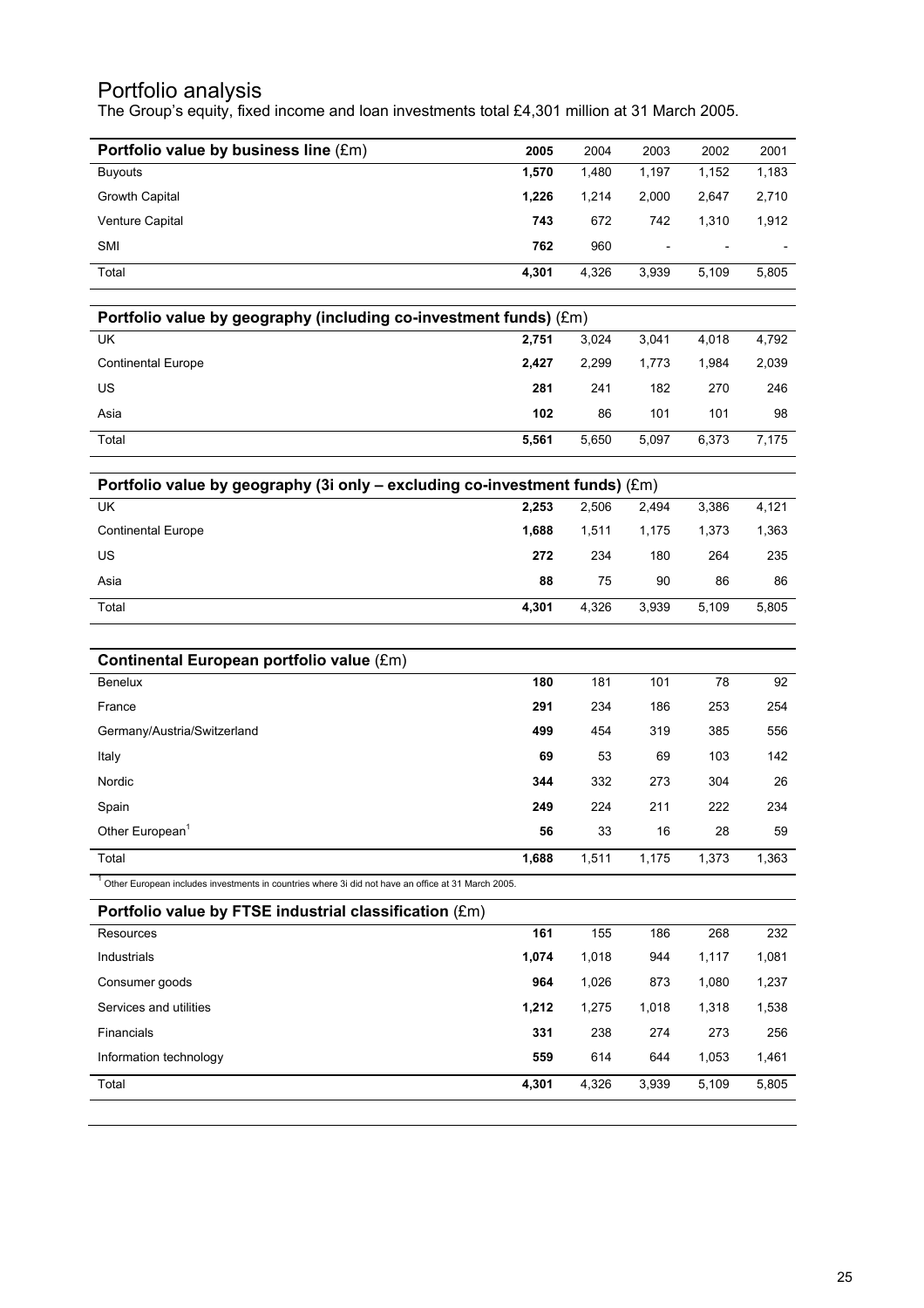# Portfolio analysis

The Group's equity, fixed income and loan investments total £4,301 million at 31 March 2005.

| **Portfolio value by business line** (£m) | **2005** | 2004 | 2003 | 2002 | 2001 |
|---|---|---|---|---|---|
| Buyouts | **1,570** | 1,480 | 1,197 | 1,152 | 1,183 |
| Growth Capital | **1,226** | 1,214 | 2,000 | 2,647 | 2,710 |
| Venture Capital | **743** | 672 | 742 | 1,310 | 1,912 |
| SMI | **762** | 960 | - | - | - |
| Total | **4,301** | 4,326 | 3,939 | 5,109 | 5,805 |

| **Portfolio value by geography (including co-investment funds)** (£m) | | | | | |
|---|---|---|---|---|---|
| UK | **2,751** | 3,024 | 3,041 | 4,018 | 4,792 |
| Continental Europe | **2,427** | 2,299 | 1,773 | 1,984 | 2,039 |
| US | **281** | 241 | 182 | 270 | 246 |
| Asia | **102** | 86 | 101 | 101 | 98 |
| Total | **5,561** | 5,650 | 5,097 | 6,373 | 7,175 |

| **Portfolio value by geography (3i only – excluding co-investment funds)** (£m) | | | | | |
|---|---|---|---|---|---|
| UK | **2,253** | 2,506 | 2,494 | 3,386 | 4,121 |
| Continental Europe | **1,688** | 1,511 | 1,175 | 1,373 | 1,363 |
| US | **272** | 234 | 180 | 264 | 235 |
| Asia | **88** | 75 | 90 | 86 | 86 |
| Total | **4,301** | 4,326 | 3,939 | 5,109 | 5,805 |

| **Continental European portfolio value** (£m) | | | | | |
|---|---|---|---|---|---|
| Benelux | **180** | 181 | 101 | 78 | 92 |
| France | **291** | 234 | 186 | 253 | 254 |
| Germany/Austria/Switzerland | **499** | 454 | 319 | 385 | 556 |
| Italy | **69** | 53 | 69 | 103 | 142 |
| Nordic | **344** | 332 | 273 | 304 | 26 |
| Spain | **249** | 224 | 211 | 222 | 234 |
| Other European[1] | **56** | 33 | 16 | 28 | 59 |
| Total | **1,688** | 1,511 | 1,175 | 1,373 | 1,363 |

[1] Other European includes investments in countries where 3i did not have an office at 31 March 2005.

| **Portfolio value by FTSE industrial classification** (£m) | | | | | |
|---|---|---|---|---|---|
| Resources | **161** | 155 | 186 | 268 | 232 |
| Industrials | **1,074** | 1,018 | 944 | 1,117 | 1,081 |
| Consumer goods | **964** | 1,026 | 873 | 1,080 | 1,237 |
| Services and utilities | **1,212** | 1,275 | 1,018 | 1,318 | 1,538 |
| Financials | **331** | 238 | 274 | 273 | 256 |
| Information technology | **559** | 614 | 644 | 1,053 | 1,461 |
| Total | **4,301** | 4,326 | 3,939 | 5,109 | 5,805 |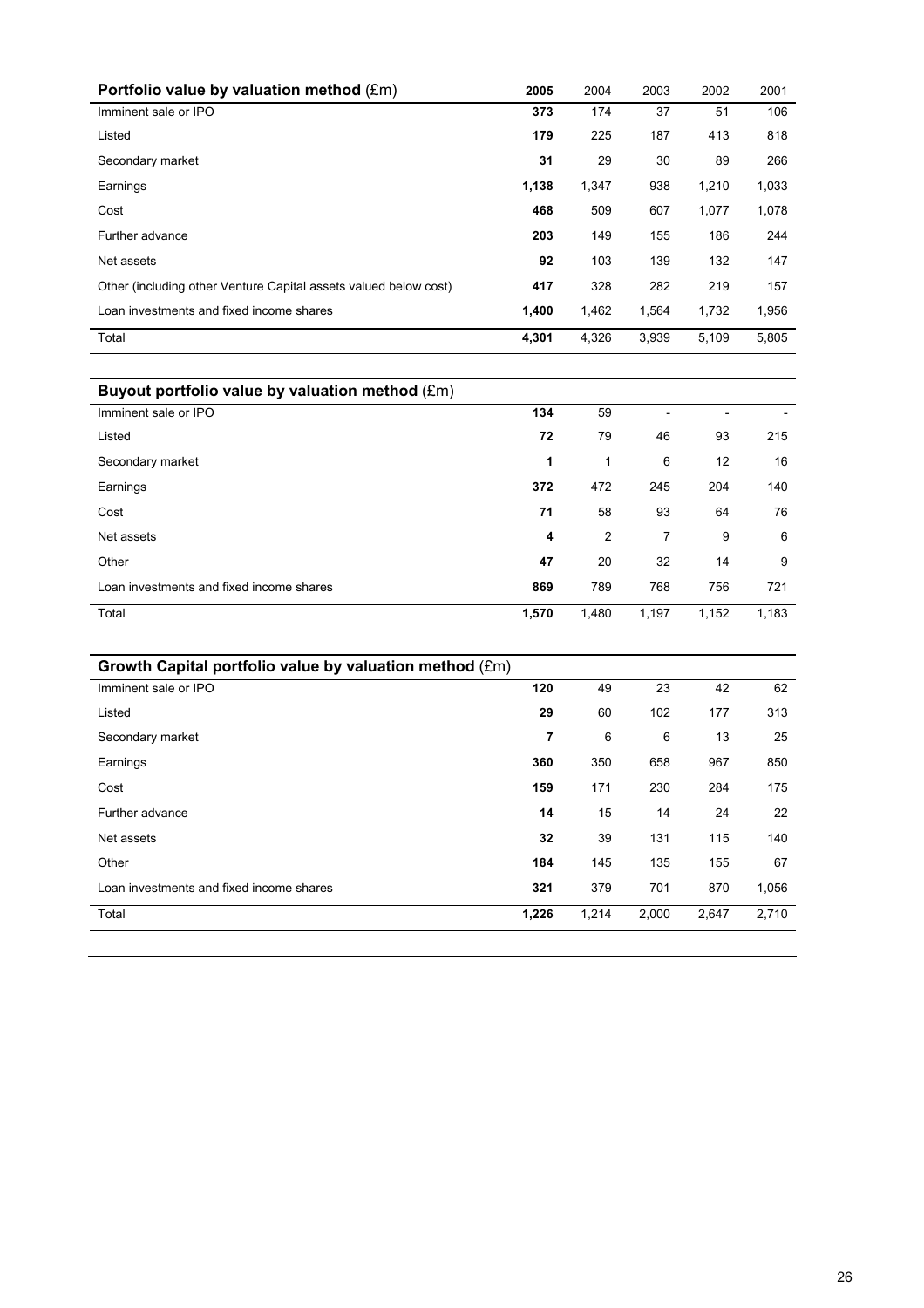| **Portfolio value by valuation method** (£m) | **2005** | 2004 | 2003 | 2002 | 2001 |
|---|---|---|---|---|---|
| Imminent sale or IPO | **373** | 174 | 37 | 51 | 106 |
| Listed | **179** | 225 | 187 | 413 | 818 |
| Secondary market | **31** | 29 | 30 | 89 | 266 |
| Earnings | **1,138** | 1,347 | 938 | 1,210 | 1,033 |
| Cost | **468** | 509 | 607 | 1,077 | 1,078 |
| Further advance | **203** | 149 | 155 | 186 | 244 |
| Net assets | **92** | 103 | 139 | 132 | 147 |
| Other (including other Venture Capital assets valued below cost) | **417** | 328 | 282 | 219 | 157 |
| Loan investments and fixed income shares | **1,400** | 1,462 | 1,564 | 1,732 | 1,956 |
| Total | **4,301** | 4,326 | 3,939 | 5,109 | 5,805 |

| **Buyout portfolio value by valuation method** (£m) | | | | | |
|---|---|---|---|---|---|
| Imminent sale or IPO | **134** | 59 | - | - | - |
| Listed | **72** | 79 | 46 | 93 | 215 |
| Secondary market | **1** | 1 | 6 | 12 | 16 |
| Earnings | **372** | 472 | 245 | 204 | 140 |
| Cost | **71** | 58 | 93 | 64 | 76 |
| Net assets | **4** | 2 | 7 | 9 | 6 |
| Other | **47** | 20 | 32 | 14 | 9 |
| Loan investments and fixed income shares | **869** | 789 | 768 | 756 | 721 |
| Total | **1,570** | 1,480 | 1,197 | 1,152 | 1,183 |

| **Growth Capital portfolio value by valuation method** (£m) | | | | | |
|---|---|---|---|---|---|
| Imminent sale or IPO | **120** | 49 | 23 | 42 | 62 |
| Listed | **29** | 60 | 102 | 177 | 313 |
| Secondary market | **7** | 6 | 6 | 13 | 25 |
| Earnings | **360** | 350 | 658 | 967 | 850 |
| Cost | **159** | 171 | 230 | 284 | 175 |
| Further advance | **14** | 15 | 14 | 24 | 22 |
| Net assets | **32** | 39 | 131 | 115 | 140 |
| Other | **184** | 145 | 135 | 155 | 67 |
| Loan investments and fixed income shares | **321** | 379 | 701 | 870 | 1,056 |
| Total | **1,226** | 1,214 | 2,000 | 2,647 | 2,710 |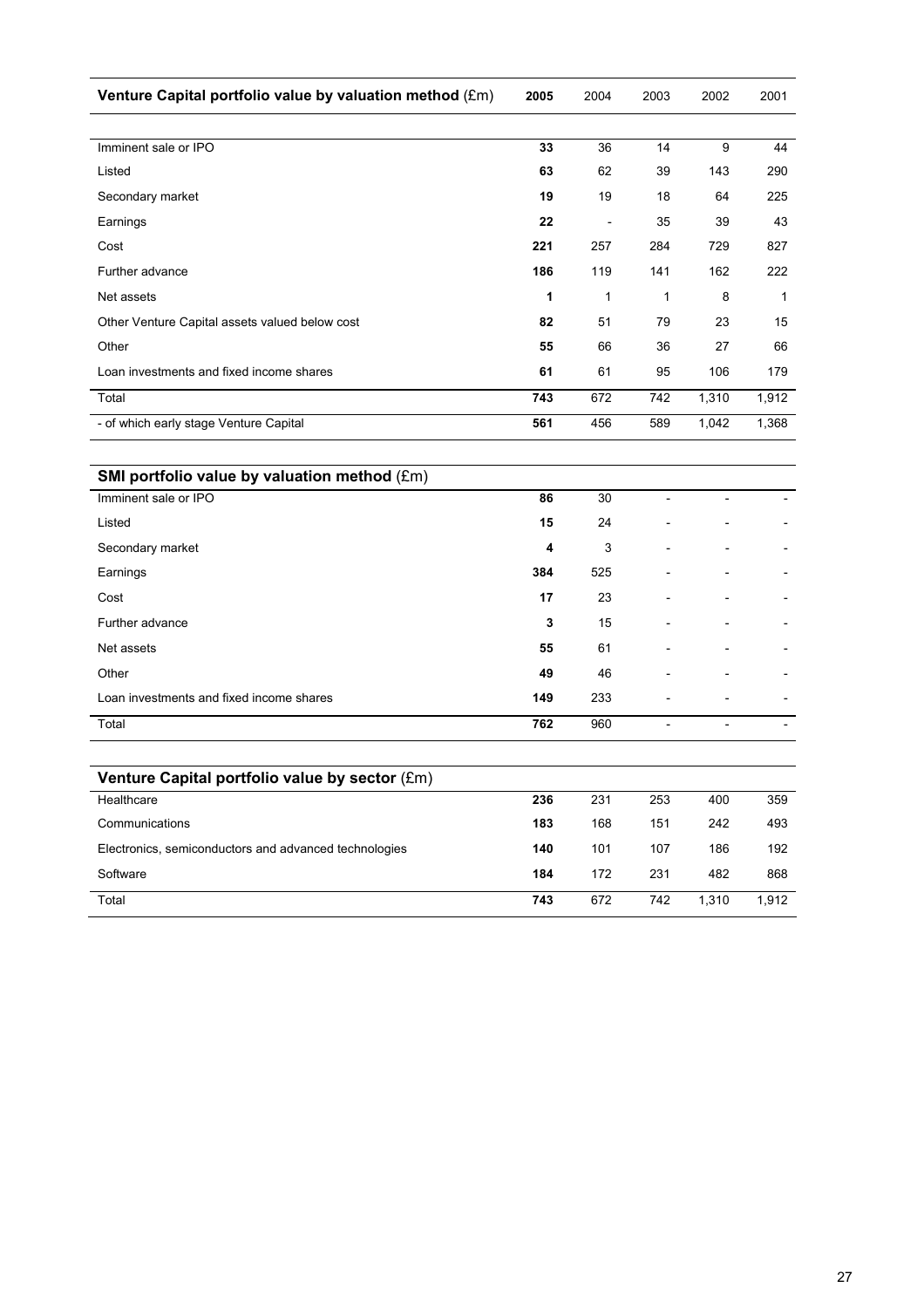| Venture Capital portfolio value by valuation method (£m) | 2005 | 2004 | 2003 | 2002 | 2001 |
|---|---|---|---|---|---|
| Imminent sale or IPO | **33** | 36 | 14 | 9 | 44 |
| Listed | **63** | 62 | 39 | 143 | 290 |
| Secondary market | **19** | 19 | 18 | 64 | 225 |
| Earnings | **22** | - | 35 | 39 | 43 |
| Cost | **221** | 257 | 284 | 729 | 827 |
| Further advance | **186** | 119 | 141 | 162 | 222 |
| Net assets | **1** | 1 | 1 | 8 | 1 |
| Other Venture Capital assets valued below cost | **82** | 51 | 79 | 23 | 15 |
| Other | **55** | 66 | 36 | 27 | 66 |
| Loan investments and fixed income shares | **61** | 61 | 95 | 106 | 179 |
| Total | **743** | 672 | 742 | 1,310 | 1,912 |
| - of which early stage Venture Capital | **561** | 456 | 589 | 1,042 | 1,368 |

| SMI portfolio value by valuation method (£m) | | | | | |
|---|---|---|---|---|---|
| Imminent sale or IPO | **86** | 30 | - | - | - |
| Listed | **15** | 24 | - | - | - |
| Secondary market | **4** | 3 | - | - | - |
| Earnings | **384** | 525 | - | - | - |
| Cost | **17** | 23 | - | - | - |
| Further advance | **3** | 15 | - | - | - |
| Net assets | **55** | 61 | - | - | - |
| Other | **49** | 46 | - | - | - |
| Loan investments and fixed income shares | **149** | 233 | - | - | - |
| Total | **762** | 960 | - | - | - |

| Venture Capital portfolio value by sector (£m) | | | | | |
|---|---|---|---|---|---|
| Healthcare | **236** | 231 | 253 | 400 | 359 |
| Communications | **183** | 168 | 151 | 242 | 493 |
| Electronics, semiconductors and advanced technologies | **140** | 101 | 107 | 186 | 192 |
| Software | **184** | 172 | 231 | 482 | 868 |
| Total | **743** | 672 | 742 | 1,310 | 1,912 |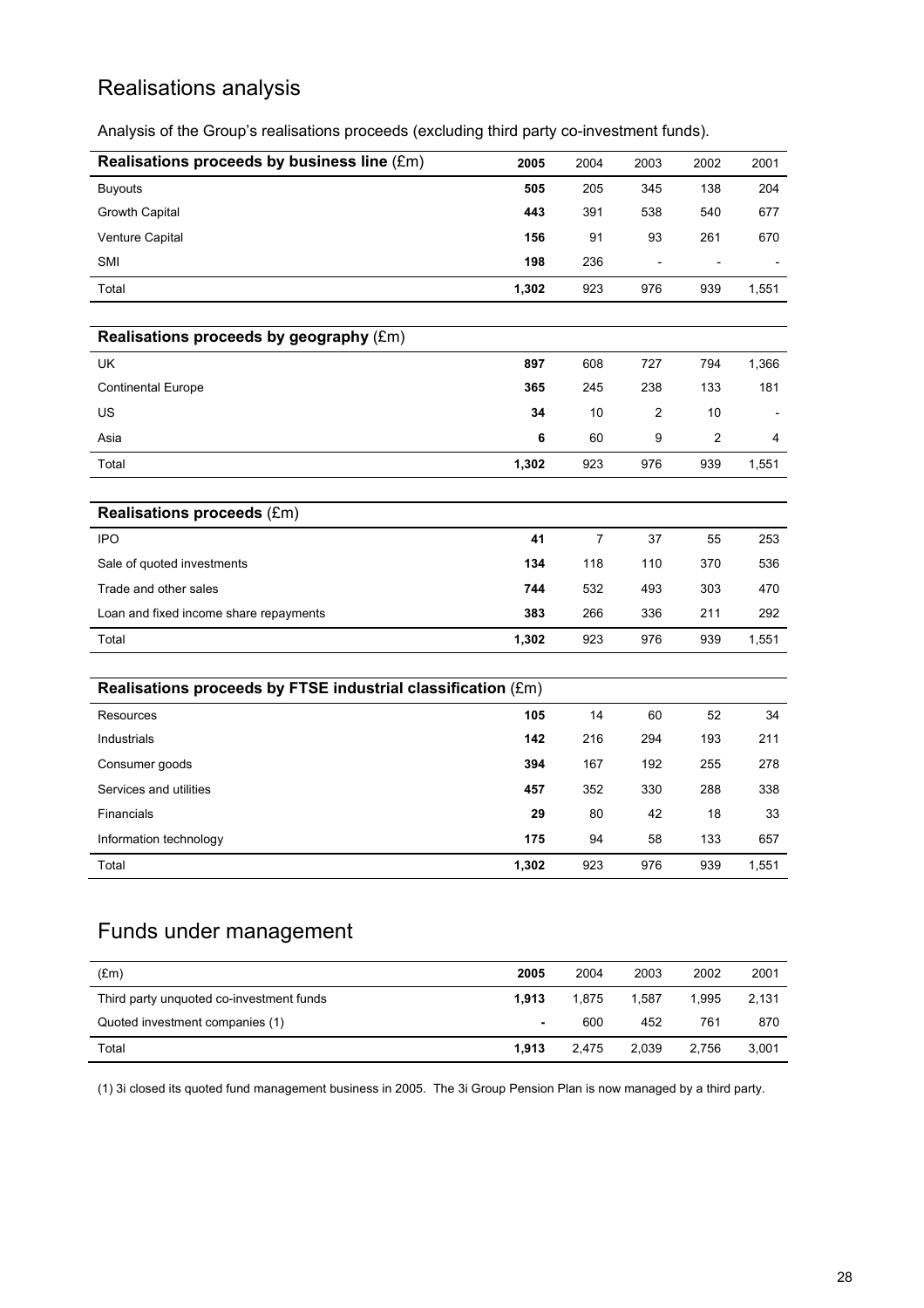# Realisations analysis

Analysis of the Group's realisations proceeds (excluding third party co-investment funds).

| **Realisations proceeds by business line** (£m) | **2005** | 2004 | 2003 | 2002 | 2001 |
|---|---|---|---|---|---|
| Buyouts | **505** | 205 | 345 | 138 | 204 |
| Growth Capital | **443** | 391 | 538 | 540 | 677 |
| Venture Capital | **156** | 91 | 93 | 261 | 670 |
| SMI | **198** | 236 | - | - | - |
| Total | **1,302** | 923 | 976 | 939 | 1,551 |

| **Realisations proceeds by geography** (£m) | | | | | |
|---|---|---|---|---|---|
| UK | **897** | 608 | 727 | 794 | 1,366 |
| Continental Europe | **365** | 245 | 238 | 133 | 181 |
| US | **34** | 10 | 2 | 10 | - |
| Asia | **6** | 60 | 9 | 2 | 4 |
| Total | **1,302** | 923 | 976 | 939 | 1,551 |

| **Realisations proceeds** (£m) | | | | | |
|---|---|---|---|---|---|
| IPO | **41** | 7 | 37 | 55 | 253 |
| Sale of quoted investments | **134** | 118 | 110 | 370 | 536 |
| Trade and other sales | **744** | 532 | 493 | 303 | 470 |
| Loan and fixed income share repayments | **383** | 266 | 336 | 211 | 292 |
| Total | **1,302** | 923 | 976 | 939 | 1,551 |

| **Realisations proceeds by FTSE industrial classification** (£m) | | | | | |
|---|---|---|---|---|---|
| Resources | **105** | 14 | 60 | 52 | 34 |
| Industrials | **142** | 216 | 294 | 193 | 211 |
| Consumer goods | **394** | 167 | 192 | 255 | 278 |
| Services and utilities | **457** | 352 | 330 | 288 | 338 |
| Financials | **29** | 80 | 42 | 18 | 33 |
| Information technology | **175** | 94 | 58 | 133 | 657 |
| Total | **1,302** | 923 | 976 | 939 | 1,551 |

# Funds under management

| (£m) | **2005** | 2004 | 2003 | 2002 | 2001 |
|---|---|---|---|---|---|
| Third party unquoted co-investment funds | **1,913** | 1,875 | 1,587 | 1,995 | 2,131 |
| Quoted investment companies (1) | **-** | 600 | 452 | 761 | 870 |
| Total | **1,913** | 2,475 | 2,039 | 2,756 | 3,001 |

(1) 3i closed its quoted fund management business in 2005. The 3i Group Pension Plan is now managed by a third party.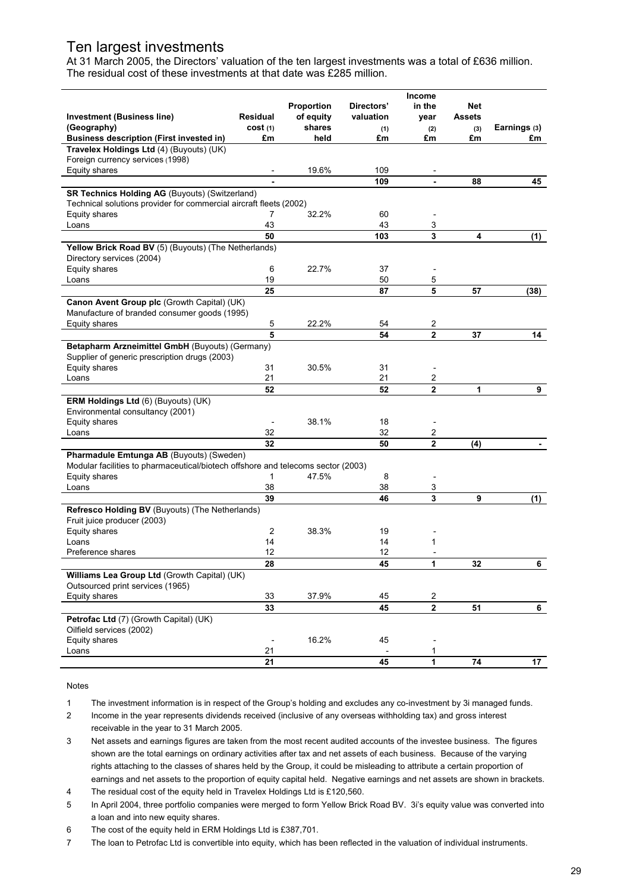# Ten largest investments

At 31 March 2005, the Directors' valuation of the ten largest investments was a total of £636 million. The residual cost of these investments at that date was £285 million.

| Investment (Business line) (Geography) Business description (First invested in) | Residual cost (1) £m | Proportion of equity shares held | Directors' valuation (1) £m | Income in the year (2) £m | Net Assets (3) £m | Earnings (3) £m |
|---|---|---|---|---|---|---|
| **Travelex Holdings Ltd** (4) (Buyouts) (UK) | | | | | | |
| Foreign currency services (1998) | | | | | | |
| Equity shares | - | 19.6% | 109 | - | | |
| | **-** | | **109** | **-** | **88** | **45** |
| **SR Technics Holding AG** (Buyouts) (Switzerland) | | | | | | |
| Technical solutions provider for commercial aircraft fleets (2002) | | | | | | |
| Equity shares | 7 | 32.2% | 60 | - | | |
| Loans | 43 | | 43 | 3 | | |
| | **50** | | **103** | **3** | **4** | **(1)** |
| **Yellow Brick Road BV** (5) (Buyouts) (The Netherlands) | | | | | | |
| Directory services (2004) | | | | | | |
| Equity shares | 6 | 22.7% | 37 | - | | |
| Loans | 19 | | 50 | 5 | | |
| | **25** | | **87** | **5** | **57** | **(38)** |
| **Canon Avent Group plc** (Growth Capital) (UK) | | | | | | |
| Manufacture of branded consumer goods (1995) | | | | | | |
| Equity shares | 5 | 22.2% | 54 | 2 | | |
| | **5** | | **54** | **2** | **37** | **14** |
| **Betapharm Arzneimittel GmbH** (Buyouts) (Germany) | | | | | | |
| Supplier of generic prescription drugs (2003) | | | | | | |
| Equity shares | 31 | 30.5% | 31 | - | | |
| Loans | 21 | | 21 | 2 | | |
| | **52** | | **52** | **2** | **1** | **9** |
| **ERM Holdings Ltd** (6) (Buyouts) (UK) | | | | | | |
| Environmental consultancy (2001) | | | | | | |
| Equity shares | - | 38.1% | 18 | - | | |
| Loans | 32 | | 32 | 2 | | |
| | **32** | | **50** | **2** | **(4)** | **-** |
| **Pharmadule Emtunga AB** (Buyouts) (Sweden) | | | | | | |
| Modular facilities to pharmaceutical/biotech offshore and telecoms sector (2003) | | | | | | |
| Equity shares | 1 | 47.5% | 8 | - | | |
| Loans | 38 | | 38 | 3 | | |
| | **39** | | **46** | **3** | **9** | **(1)** |
| **Refresco Holding BV** (Buyouts) (The Netherlands) | | | | | | |
| Fruit juice producer (2003) | | | | | | |
| Equity shares | 2 | 38.3% | 19 | - | | |
| Loans | 14 | | 14 | 1 | | |
| Preference shares | 12 | | 12 | - | | |
| | **28** | | **45** | **1** | **32** | **6** |
| **Williams Lea Group Ltd** (Growth Capital) (UK) | | | | | | |
| Outsourced print services (1965) | | | | | | |
| Equity shares | 33 | 37.9% | 45 | 2 | | |
| | **33** | | **45** | **2** | **51** | **6** |
| **Petrofac Ltd** (7) (Growth Capital) (UK) | | | | | | |
| Oilfield services (2002) | | | | | | |
| Equity shares | - | 16.2% | 45 | - | | |
| Loans | 21 | | - | 1 | | |
| | **21** | | **45** | **1** | **74** | **17** |

Notes

1. The investment information is in respect of the Group's holding and excludes any co-investment by 3i managed funds.
2. Income in the year represents dividends received (inclusive of any overseas withholding tax) and gross interest receivable in the year to 31 March 2005.
3. Net assets and earnings figures are taken from the most recent audited accounts of the investee business. The figures shown are the total earnings on ordinary activities after tax and net assets of each business. Because of the varying rights attaching to the classes of shares held by the Group, it could be misleading to attribute a certain proportion of earnings and net assets to the proportion of equity capital held. Negative earnings and net assets are shown in brackets.
4. The residual cost of the equity held in Travelex Holdings Ltd is £120,560.
5. In April 2004, three portfolio companies were merged to form Yellow Brick Road BV. 3i's equity value was converted into a loan and into new equity shares.
6. The cost of the equity held in ERM Holdings Ltd is £387,701.
7. The loan to Petrofac Ltd is convertible into equity, which has been reflected in the valuation of individual instruments.